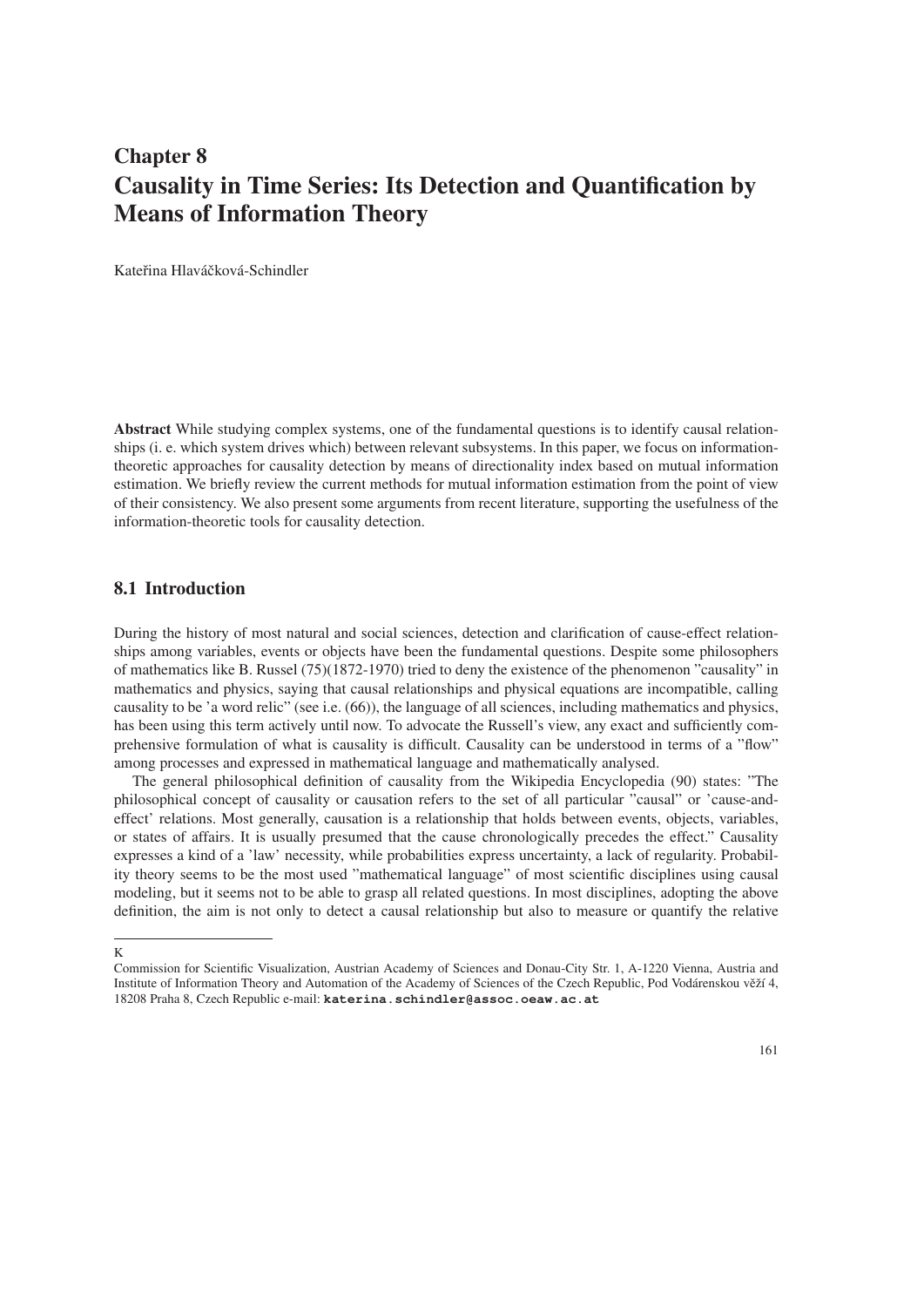# Chapter 8
# Causality in Time Series: Its Detection and Quantification by Means of Information Theory

Kateřina Hlaváčková-Schindler

**Abstract** While studying complex systems, one of the fundamental questions is to identify causal relationships (i. e. which system drives which) between relevant subsystems. In this paper, we focus on information-theoretic approaches for causality detection by means of directionality index based on mutual information estimation. We briefly review the current methods for mutual information estimation from the point of view of their consistency. We also present some arguments from recent literature, supporting the usefulness of the information-theoretic tools for causality detection.

## 8.1 Introduction

During the history of most natural and social sciences, detection and clarification of cause-effect relationships among variables, events or objects have been the fundamental questions. Despite some philosophers of mathematics like B. Russel (75)(1872-1970) tried to deny the existence of the phenomenon "causality" in mathematics and physics, saying that causal relationships and physical equations are incompatible, calling causality to be 'a word relic" (see i.e. (66)), the language of all sciences, including mathematics and physics, has been using this term actively until now. To advocate the Russell's view, any exact and sufficiently comprehensive formulation of what is causality is difficult. Causality can be understood in terms of a "flow" among processes and expressed in mathematical language and mathematically analysed.

The general philosophical definition of causality from the Wikipedia Encyclopedia (90) states: "The philosophical concept of causality or causation refers to the set of all particular "causal" or 'cause-and-effect' relations. Most generally, causation is a relationship that holds between events, objects, variables, or states of affairs. It is usually presumed that the cause chronologically precedes the effect." Causality expresses a kind of a 'law' necessity, while probabilities express uncertainty, a lack of regularity. Probability theory seems to be the most used "mathematical language" of most scientific disciplines using causal modeling, but it seems not to be able to grasp all related questions. In most disciplines, adopting the above definition, the aim is not only to detect a causal relationship but also to measure or quantify the relative

---

K

Commission for Scientific Visualization, Austrian Academy of Sciences and Donau-City Str. 1, A-1220 Vienna, Austria and Institute of Information Theory and Automation of the Academy of Sciences of the Czech Republic, Pod Vodárenskou věží 4, 18208 Praha 8, Czech Republic e-mail: **katerina.schindler@assoc.oeaw.ac.at**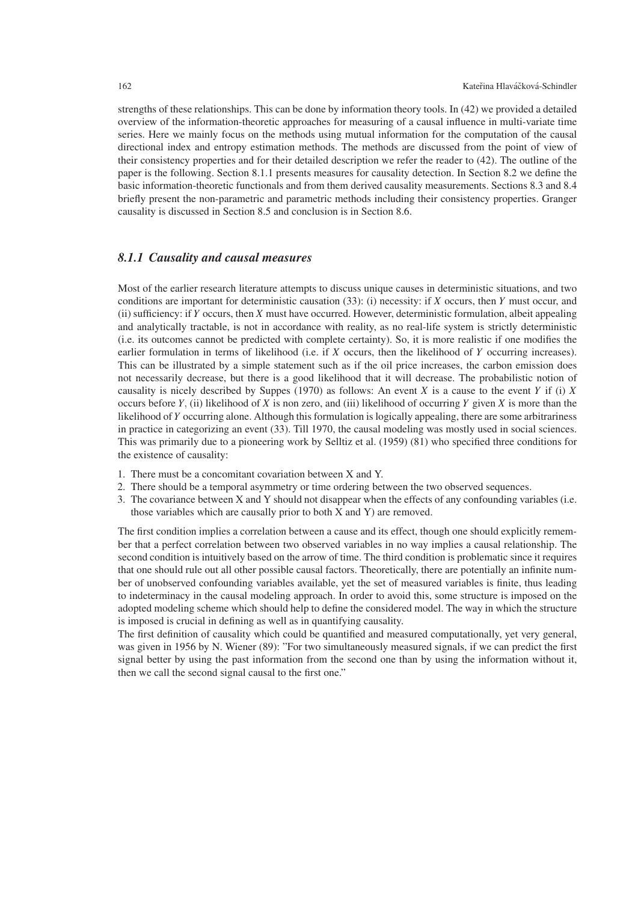strengths of these relationships. This can be done by information theory tools. In (42) we provided a detailed overview of the information-theoretic approaches for measuring of a causal influence in multi-variate time series. Here we mainly focus on the methods using mutual information for the computation of the causal directional index and entropy estimation methods. The methods are discussed from the point of view of their consistency properties and for their detailed description we refer the reader to (42). The outline of the paper is the following. Section 8.1.1 presents measures for causality detection. In Section 8.2 we define the basic information-theoretic functionals and from them derived causality measurements. Sections 8.3 and 8.4 briefly present the non-parametric and parametric methods including their consistency properties. Granger causality is discussed in Section 8.5 and conclusion is in Section 8.6.

### *8.1.1 Causality and causal measures*

Most of the earlier research literature attempts to discuss unique causes in deterministic situations, and two conditions are important for deterministic causation (33): (i) necessity: if $X$ occurs, then $Y$ must occur, and (ii) sufficiency: if $Y$ occurs, then $X$ must have occurred. However, deterministic formulation, albeit appealing and analytically tractable, is not in accordance with reality, as no real-life system is strictly deterministic (i.e. its outcomes cannot be predicted with complete certainty). So, it is more realistic if one modifies the earlier formulation in terms of likelihood (i.e. if $X$ occurs, then the likelihood of $Y$ occurring increases). This can be illustrated by a simple statement such as if the oil price increases, the carbon emission does not necessarily decrease, but there is a good likelihood that it will decrease. The probabilistic notion of causality is nicely described by Suppes (1970) as follows: An event $X$ is a cause to the event $Y$ if (i) $X$ occurs before $Y$, (ii) likelihood of $X$ is non zero, and (iii) likelihood of occurring $Y$ given $X$ is more than the likelihood of $Y$ occurring alone. Although this formulation is logically appealing, there are some arbitrariness in practice in categorizing an event (33). Till 1970, the causal modeling was mostly used in social sciences. This was primarily due to a pioneering work by Selltiz et al. (1959) (81) who specified three conditions for the existence of causality:

1. There must be a concomitant covariation between X and Y.
2. There should be a temporal asymmetry or time ordering between the two observed sequences.
3. The covariance between X and Y should not disappear when the effects of any confounding variables (i.e. those variables which are causally prior to both X and Y) are removed.

The first condition implies a correlation between a cause and its effect, though one should explicitly remember that a perfect correlation between two observed variables in no way implies a causal relationship. The second condition is intuitively based on the arrow of time. The third condition is problematic since it requires that one should rule out all other possible causal factors. Theoretically, there are potentially an infinite number of unobserved confounding variables available, yet the set of measured variables is finite, thus leading to indeterminacy in the causal modeling approach. In order to avoid this, some structure is imposed on the adopted modeling scheme which should help to define the considered model. The way in which the structure is imposed is crucial in defining as well as in quantifying causality.

The first definition of causality which could be quantified and measured computationally, yet very general, was given in 1956 by N. Wiener (89): "For two simultaneously measured signals, if we can predict the first signal better by using the past information from the second one than by using the information without it, then we call the second signal causal to the first one."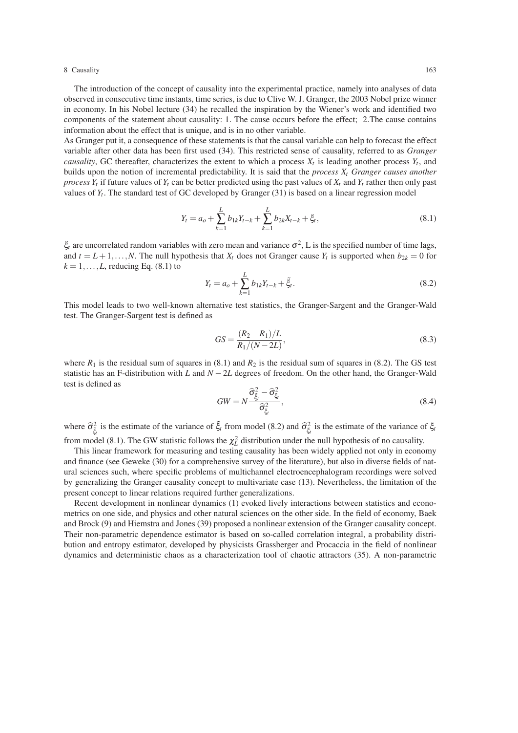The introduction of the concept of causality into the experimental practice, namely into analyses of data observed in consecutive time instants, time series, is due to Clive W. J. Granger, the 2003 Nobel prize winner in economy. In his Nobel lecture (34) he recalled the inspiration by the Wiener's work and identified two components of the statement about causality: 1. The cause occurs before the effect; 2.The cause contains information about the effect that is unique, and is in no other variable.

As Granger put it, a consequence of these statements is that the causal variable can help to forecast the effect variable after other data has been first used (34). This restricted sense of causality, referred to as *Granger causality*, GC thereafter, characterizes the extent to which a process $X_t$ is leading another process $Y_t$, and builds upon the notion of incremental predictability. It is said that the *process $X_t$ Granger causes another process $Y_t$* if future values of $Y_t$ can be better predicted using the past values of $X_t$ and $Y_t$ rather then only past values of $Y_t$. The standard test of GC developed by Granger (31) is based on a linear regression model

$$Y_t = a_o + \sum_{k=1}^{L} b_{1k} Y_{t-k} + \sum_{k=1}^{L} b_{2k} X_{t-k} + \xi_t, \tag{8.1}$$

$\xi_t$ are uncorrelated random variables with zero mean and variance $\sigma^2$, L is the specified number of time lags, and $t = L+1, \ldots, N$. The null hypothesis that $X_t$ does not Granger cause $Y_t$ is supported when $b_{2k} = 0$ for $k = 1, \ldots, L$, reducing Eq. (8.1) to

$$Y_t = a_o + \sum_{k=1}^{L} b_{1k} Y_{t-k} + \tilde{\xi}_t. \tag{8.2}$$

This model leads to two well-known alternative test statistics, the Granger-Sargent and the Granger-Wald test. The Granger-Sargent test is defined as

$$GS = \frac{(R_2 - R_1)/L}{R_1/(N-2L)}, \tag{8.3}$$

where $R_1$ is the residual sum of squares in (8.1) and $R_2$ is the residual sum of squares in (8.2). The GS test statistic has an F-distribution with $L$ and $N-2L$ degrees of freedom. On the other hand, the Granger-Wald test is defined as

$$GW = N \frac{\widehat{\sigma}^2_{\tilde{\xi}_t} - \widehat{\sigma}^2_{\xi_t}}{\widehat{\sigma}^2_{\xi_t}}, \tag{8.4}$$

where $\widehat{\sigma}^2_{\tilde{\xi}_t}$ is the estimate of the variance of $\tilde{\xi}_t$ from model (8.2) and $\widehat{\sigma}^2_{\xi_t}$ is the estimate of the variance of $\xi_t$ from model (8.1). The GW statistic follows the $\chi^2_L$ distribution under the null hypothesis of no causality.

This linear framework for measuring and testing causality has been widely applied not only in economy and finance (see Geweke (30) for a comprehensive survey of the literature), but also in diverse fields of natural sciences such, where specific problems of multichannel electroencephalogram recordings were solved by generalizing the Granger causality concept to multivariate case (13). Nevertheless, the limitation of the present concept to linear relations required further generalizations.

Recent development in nonlinear dynamics (1) evoked lively interactions between statistics and econometrics on one side, and physics and other natural sciences on the other side. In the field of economy, Baek and Brock (9) and Hiemstra and Jones (39) proposed a nonlinear extension of the Granger causality concept. Their non-parametric dependence estimator is based on so-called correlation integral, a probability distribution and entropy estimator, developed by physicists Grassberger and Procaccia in the field of nonlinear dynamics and deterministic chaos as a characterization tool of chaotic attractors (35). A non-parametric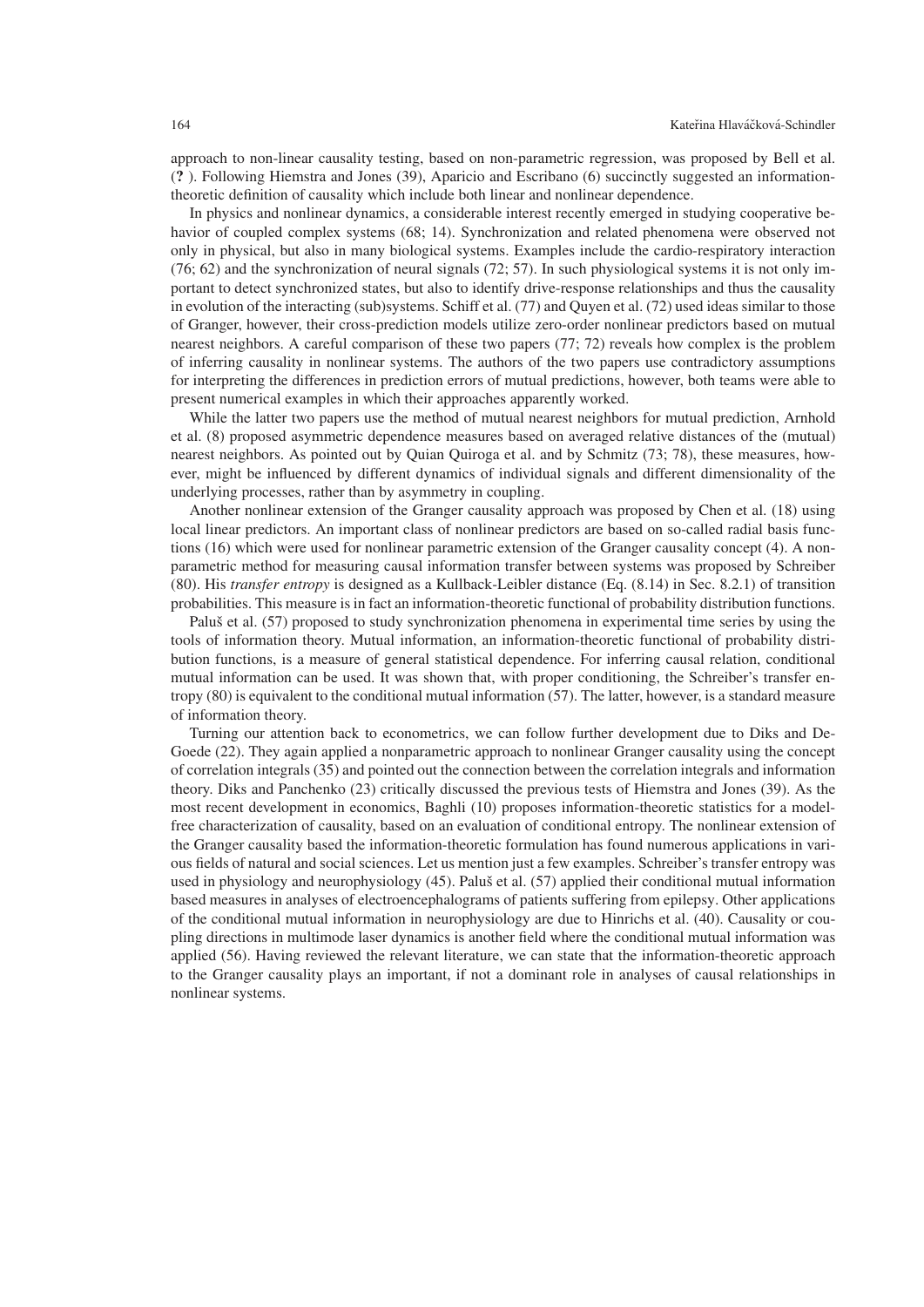approach to non-linear causality testing, based on non-parametric regression, was proposed by Bell et al. (**?** ). Following Hiemstra and Jones (39), Aparicio and Escribano (6) succinctly suggested an information-theoretic definition of causality which include both linear and nonlinear dependence.

In physics and nonlinear dynamics, a considerable interest recently emerged in studying cooperative behavior of coupled complex systems (68; 14). Synchronization and related phenomena were observed not only in physical, but also in many biological systems. Examples include the cardio-respiratory interaction (76; 62) and the synchronization of neural signals (72; 57). In such physiological systems it is not only important to detect synchronized states, but also to identify drive-response relationships and thus the causality in evolution of the interacting (sub)systems. Schiff et al. (77) and Quyen et al. (72) used ideas similar to those of Granger, however, their cross-prediction models utilize zero-order nonlinear predictors based on mutual nearest neighbors. A careful comparison of these two papers (77; 72) reveals how complex is the problem of inferring causality in nonlinear systems. The authors of the two papers use contradictory assumptions for interpreting the differences in prediction errors of mutual predictions, however, both teams were able to present numerical examples in which their approaches apparently worked.

While the latter two papers use the method of mutual nearest neighbors for mutual prediction, Arnhold et al. (8) proposed asymmetric dependence measures based on averaged relative distances of the (mutual) nearest neighbors. As pointed out by Quian Quiroga et al. and by Schmitz (73; 78), these measures, however, might be influenced by different dynamics of individual signals and different dimensionality of the underlying processes, rather than by asymmetry in coupling.

Another nonlinear extension of the Granger causality approach was proposed by Chen et al. (18) using local linear predictors. An important class of nonlinear predictors are based on so-called radial basis functions (16) which were used for nonlinear parametric extension of the Granger causality concept (4). A non-parametric method for measuring causal information transfer between systems was proposed by Schreiber (80). His *transfer entropy* is designed as a Kullback-Leibler distance (Eq. (8.14) in Sec. 8.2.1) of transition probabilities. This measure is in fact an information-theoretic functional of probability distribution functions.

Paluš et al. (57) proposed to study synchronization phenomena in experimental time series by using the tools of information theory. Mutual information, an information-theoretic functional of probability distribution functions, is a measure of general statistical dependence. For inferring causal relation, conditional mutual information can be used. It was shown that, with proper conditioning, the Schreiber's transfer entropy (80) is equivalent to the conditional mutual information (57). The latter, however, is a standard measure of information theory.

Turning our attention back to econometrics, we can follow further development due to Diks and DeGoede (22). They again applied a nonparametric approach to nonlinear Granger causality using the concept of correlation integrals (35) and pointed out the connection between the correlation integrals and information theory. Diks and Panchenko (23) critically discussed the previous tests of Hiemstra and Jones (39). As the most recent development in economics, Baghli (10) proposes information-theoretic statistics for a model-free characterization of causality, based on an evaluation of conditional entropy. The nonlinear extension of the Granger causality based the information-theoretic formulation has found numerous applications in various fields of natural and social sciences. Let us mention just a few examples. Schreiber's transfer entropy was used in physiology and neurophysiology (45). Paluš et al. (57) applied their conditional mutual information based measures in analyses of electroencephalograms of patients suffering from epilepsy. Other applications of the conditional mutual information in neurophysiology are due to Hinrichs et al. (40). Causality or coupling directions in multimode laser dynamics is another field where the conditional mutual information was applied (56). Having reviewed the relevant literature, we can state that the information-theoretic approach to the Granger causality plays an important, if not a dominant role in analyses of causal relationships in nonlinear systems.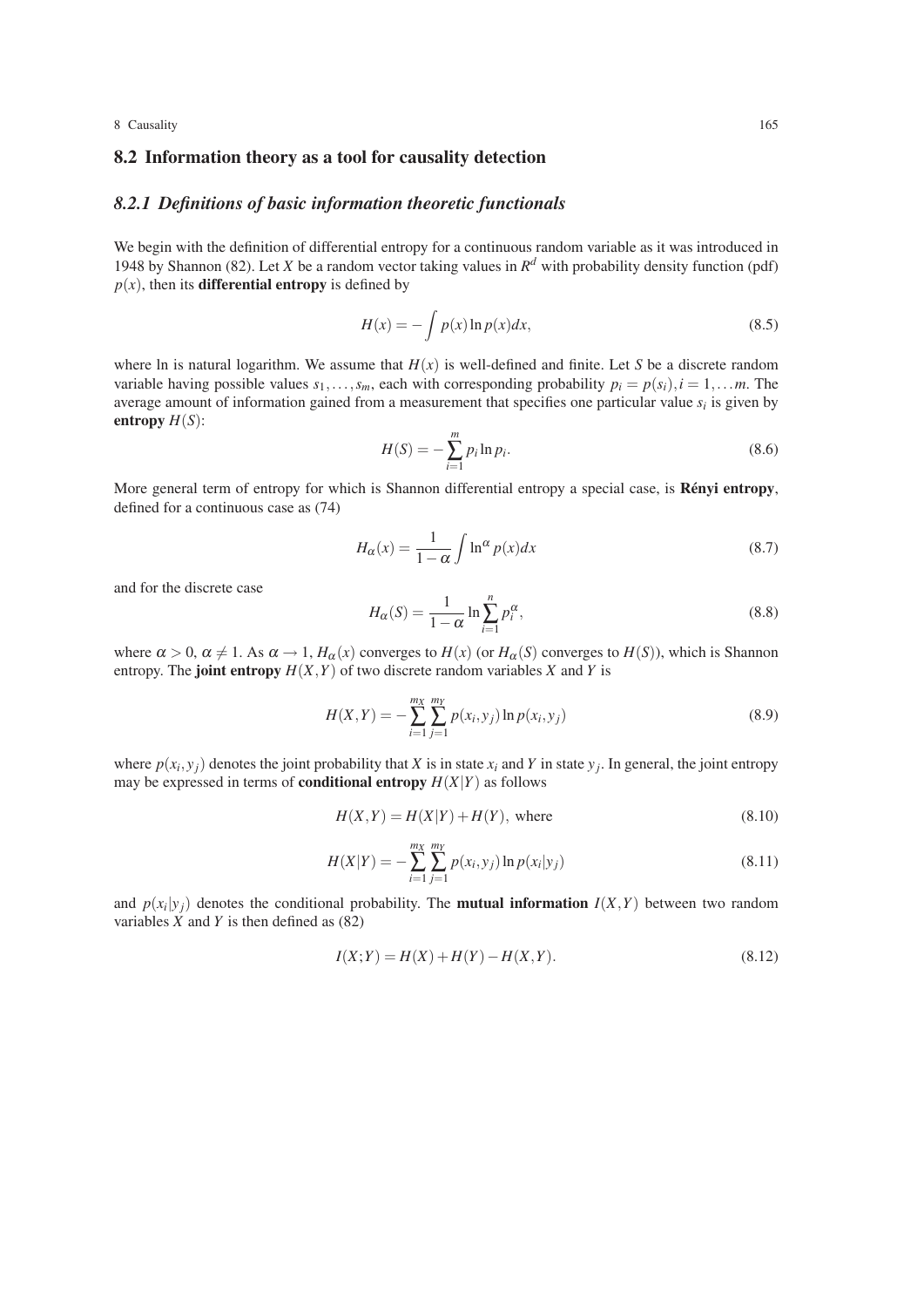## 8.2 Information theory as a tool for causality detection

### 8.2.1 Definitions of basic information theoretic functionals

We begin with the definition of differential entropy for a continuous random variable as it was introduced in 1948 by Shannon (82). Let $X$ be a random vector taking values in $R^d$ with probability density function (pdf) $p(x)$, then its **differential entropy** is defined by

$$H(x) = -\int p(x) \ln p(x) dx, \tag{8.5}$$

where ln is natural logarithm. We assume that $H(x)$ is well-defined and finite. Let $S$ be a discrete random variable having possible values $s_1, \dots, s_m$, each with corresponding probability $p_i = p(s_i), i = 1, \dots m$. The average amount of information gained from a measurement that specifies one particular value $s_i$ is given by **entropy** $H(S)$:

$$H(S) = -\sum_{i=1}^{m} p_i \ln p_i. \tag{8.6}$$

More general term of entropy for which is Shannon differential entropy a special case, is **Rényi entropy**, defined for a continuous case as (74)

$$H_\alpha(x) = \frac{1}{1-\alpha} \int \ln^\alpha p(x) dx \tag{8.7}$$

and for the discrete case

$$H_\alpha(S) = \frac{1}{1-\alpha} \ln \sum_{i=1}^{n} p_i^\alpha, \tag{8.8}$$

where $\alpha > 0$, $\alpha \neq 1$. As $\alpha \to 1$, $H_\alpha(x)$ converges to $H(x)$ (or $H_\alpha(S)$ converges to $H(S)$), which is Shannon entropy. The **joint entropy** $H(X,Y)$ of two discrete random variables $X$ and $Y$ is

$$H(X,Y) = -\sum_{i=1}^{m_X} \sum_{j=1}^{m_Y} p(x_i, y_j) \ln p(x_i, y_j) \tag{8.9}$$

where $p(x_i, y_j)$ denotes the joint probability that $X$ is in state $x_i$ and $Y$ in state $y_j$. In general, the joint entropy may be expressed in terms of **conditional entropy** $H(X|Y)$ as follows

$$H(X,Y) = H(X|Y) + H(Y), \text{ where} \tag{8.10}$$

$$H(X|Y) = -\sum_{i=1}^{m_X} \sum_{j=1}^{m_Y} p(x_i, y_j) \ln p(x_i|y_j) \tag{8.11}$$

and $p(x_i|y_j)$ denotes the conditional probability. The **mutual information** $I(X,Y)$ between two random variables $X$ and $Y$ is then defined as (82)

$$I(X;Y) = H(X) + H(Y) - H(X,Y). \tag{8.12}$$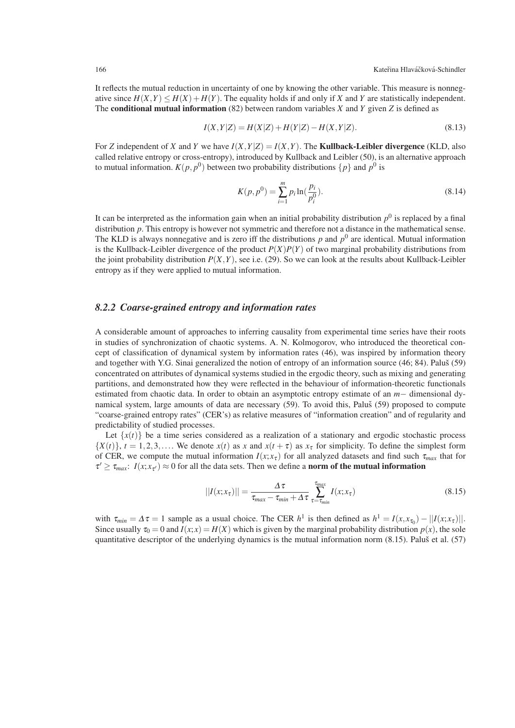It reflects the mutual reduction in uncertainty of one by knowing the other variable. This measure is nonnegative since $H(X,Y) \leq H(X) + H(Y)$. The equality holds if and only if $X$ and $Y$ are statistically independent. The **conditional mutual information** (82) between random variables $X$ and $Y$ given $Z$ is defined as

$$I(X,Y|Z) = H(X|Z) + H(Y|Z) - H(X,Y|Z). \tag{8.13}$$

For $Z$ independent of $X$ and $Y$ we have $I(X,Y|Z) = I(X,Y)$. The **Kullback-Leibler divergence** (KLD, also called relative entropy or cross-entropy), introduced by Kullback and Leibler (50), is an alternative approach to mutual information. $K(p, p^0)$ between two probability distributions $\{p\}$ and $p^0$ is

$$K(p, p^0) = \sum_{i=1}^{m} p_i \ln(\frac{p_i}{p_i^0}). \tag{8.14}$$

It can be interpreted as the information gain when an initial probability distribution $p^0$ is replaced by a final distribution $p$. This entropy is however not symmetric and therefore not a distance in the mathematical sense. The KLD is always nonnegative and is zero iff the distributions $p$ and $p^0$ are identical. Mutual information is the Kullback-Leibler divergence of the product $P(X)P(Y)$ of two marginal probability distributions from the joint probability distribution $P(X,Y)$, see i.e. (29). So we can look at the results about Kullback-Leibler entropy as if they were applied to mutual information.

### 8.2.2 *Coarse-grained entropy and information rates*

A considerable amount of approaches to inferring causality from experimental time series have their roots in studies of synchronization of chaotic systems. A. N. Kolmogorov, who introduced the theoretical concept of classification of dynamical system by information rates (46), was inspired by information theory and together with Y.G. Sinai generalized the notion of entropy of an information source (46; 84). Paluš (59) concentrated on attributes of dynamical systems studied in the ergodic theory, such as mixing and generating partitions, and demonstrated how they were reflected in the behaviour of information-theoretic functionals estimated from chaotic data. In order to obtain an asymptotic entropy estimate of an $m-$ dimensional dynamical system, large amounts of data are necessary (59). To avoid this, Paluš (59) proposed to compute "coarse-grained entropy rates" (CER's) as relative measures of "information creation" and of regularity and predictability of studied processes.

Let $\{x(t)\}$ be a time series considered as a realization of a stationary and ergodic stochastic process $\{X(t)\}$, $t = 1, 2, 3, \ldots$. We denote $x(t)$ as $x$ and $x(t+\tau)$ as $x_\tau$ for simplicity. To define the simplest form of CER, we compute the mutual information $I(x; x_\tau)$ for all analyzed datasets and find such $\tau_{max}$ that for $\tau' \geq \tau_{max}$: $I(x; x_{\tau'}) \approx 0$ for all the data sets. Then we define a **norm of the mutual information**

$$||I(x; x_\tau)|| = \frac{\Delta\tau}{\tau_{max} - \tau_{min} + \Delta\tau} \sum_{\tau=\tau_{min}}^{\tau_{max}} I(x; x_\tau) \tag{8.15}$$

with $\tau_{min} = \Delta\tau = 1$ sample as a usual choice. The CER $h^1$ is then defined as $h^1 = I(x, x_{\tau_0}) - ||I(x; x_\tau)||$. Since usually $\tau_0 = 0$ and $I(x; x) = H(X)$ which is given by the marginal probability distribution $p(x)$, the sole quantitative descriptor of the underlying dynamics is the mutual information norm (8.15). Paluš et al. (57)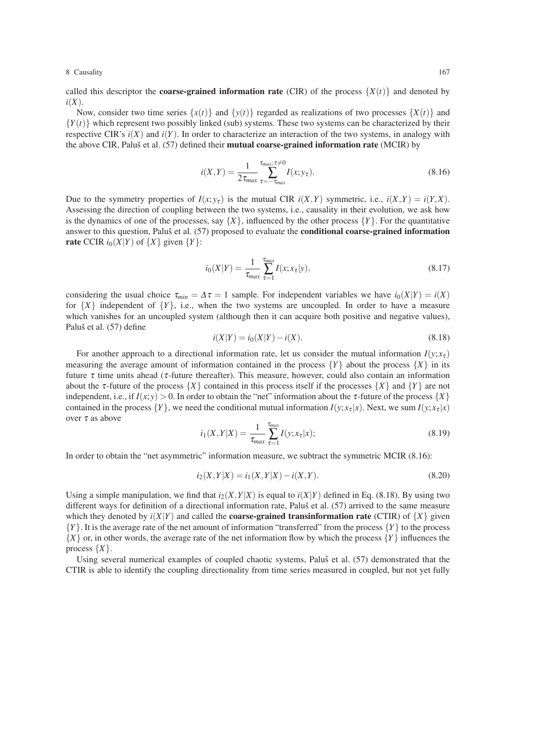called this descriptor the **coarse-grained information rate** (CIR) of the process $\{X(t)\}$ and denoted by $i(X)$.

Now, consider two time series $\{x(t)\}$ and $\{y(t)\}$ regarded as realizations of two processes $\{X(t)\}$ and $\{Y(t)\}$ which represent two possibly linked (sub) systems. These two systems can be characterized by their respective CIR's $i(X)$ and $i(Y)$. In order to characterize an interaction of the two systems, in analogy with the above CIR, Paluš et al. (57) defined their **mutual coarse-grained information rate** (MCIR) by

$$i(X,Y) = \frac{1}{2\tau_{max}} \sum_{\tau=-\tau_{max}}^{\tau_{max};\tau\neq 0} I(x;y_\tau). \tag{8.16}$$

Due to the symmetry properties of $I(x;y_\tau)$ is the mutual CIR $i(X,Y)$ symmetric, i.e., $i(X,Y) = i(Y,X)$. Assessing the direction of coupling between the two systems, i.e., causality in their evolution, we ask how is the dynamics of one of the processes, say $\{X\}$, influenced by the other process $\{Y\}$. For the quantitative answer to this question, Paluš et al. (57) proposed to evaluate the **conditional coarse-grained information rate** CCIR $i_0(X|Y)$ of $\{X\}$ given $\{Y\}$:

$$i_0(X|Y) = \frac{1}{\tau_{max}} \sum_{\tau=1}^{\tau_{max}} I(x;x_\tau|y), \tag{8.17}$$

considering the usual choice $\tau_{min} = \Delta\tau = 1$ sample. For independent variables we have $i_0(X|Y) = i(X)$ for $\{X\}$ independent of $\{Y\}$, i.e., when the two systems are uncoupled. In order to have a measure which vanishes for an uncoupled system (although then it can acquire both positive and negative values), Paluš et al. (57) define

$$i(X|Y) = i_0(X|Y) - i(X). \tag{8.18}$$

For another approach to a directional information rate, let us consider the mutual information $I(y;x_\tau)$ measuring the average amount of information contained in the process $\{Y\}$ about the process $\{X\}$ in its future $\tau$ time units ahead ($\tau$-future thereafter). This measure, however, could also contain an information about the $\tau$-future of the process $\{X\}$ contained in this process itself if the processes $\{X\}$ and $\{Y\}$ are not independent, i.e., if $I(x;y) > 0$. In order to obtain the "net" information about the $\tau$-future of the process $\{X\}$ contained in the process $\{Y\}$, we need the conditional mutual information $I(y;x_\tau|x)$. Next, we sum $I(y;x_\tau|x)$ over $\tau$ as above

$$i_1(X,Y|X) = \frac{1}{\tau_{max}} \sum_{\tau=1}^{\tau_{max}} I(y;x_\tau|x); \tag{8.19}$$

In order to obtain the "net asymmetric" information measure, we subtract the symmetric MCIR (8.16):

$$i_2(X,Y|X) = i_1(X,Y|X) - i(X,Y). \tag{8.20}$$

Using a simple manipulation, we find that $i_2(X,Y|X)$ is equal to $i(X|Y)$ defined in Eq. (8.18). By using two different ways for definition of a directional information rate, Paluš et al. (57) arrived to the same measure which they denoted by $i(X|Y)$ and called the **coarse-grained transinformation rate** (CTIR) of $\{X\}$ given $\{Y\}$. It is the average rate of the net amount of information "transferred" from the process $\{Y\}$ to the process $\{X\}$ or, in other words, the average rate of the net information flow by which the process $\{Y\}$ influences the process $\{X\}$.

Using several numerical examples of coupled chaotic systems, Paluš et al. (57) demonstrated that the CTIR is able to identify the coupling directionality from time series measured in coupled, but not yet fully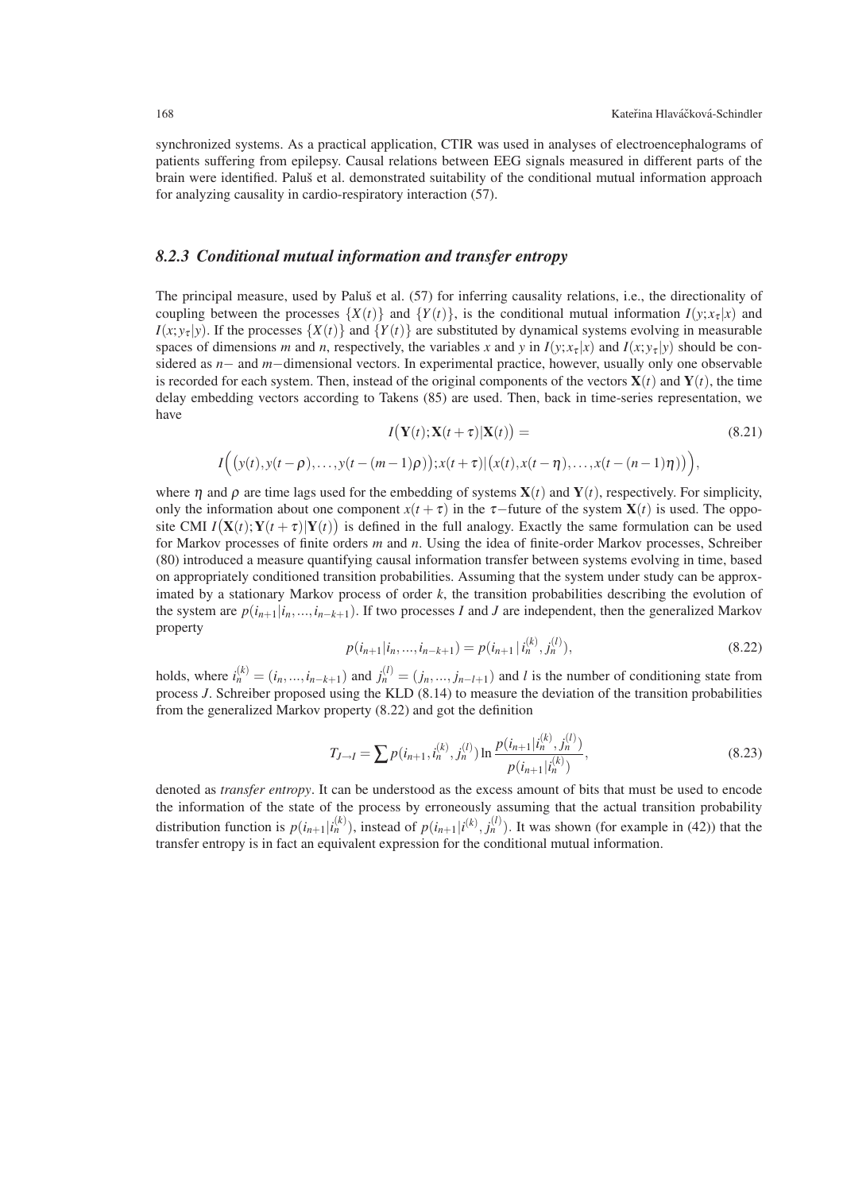synchronized systems. As a practical application, CTIR was used in analyses of electroencephalograms of patients suffering from epilepsy. Causal relations between EEG signals measured in different parts of the brain were identified. Paluš et al. demonstrated suitability of the conditional mutual information approach for analyzing causality in cardio-respiratory interaction (57).

### *8.2.3 Conditional mutual information and transfer entropy*

The principal measure, used by Paluš et al. (57) for inferring causality relations, i.e., the directionality of coupling between the processes $\{X(t)\}$ and $\{Y(t)\}$, is the conditional mutual information $I(y;x_\tau|x)$ and $I(x;y_\tau|y)$. If the processes $\{X(t)\}$ and $\{Y(t)\}$ are substituted by dynamical systems evolving in measurable spaces of dimensions $m$ and $n$, respectively, the variables $x$ and $y$ in $I(y;x_\tau|x)$ and $I(x;y_\tau|y)$ should be considered as $n-$ and $m-$dimensional vectors. In experimental practice, however, usually only one observable is recorded for each system. Then, instead of the original components of the vectors $\mathbf{X}(t)$ and $\mathbf{Y}(t)$, the time delay embedding vectors according to Takens (85) are used. Then, back in time-series representation, we have

$$I\big(\mathbf{Y}(t);\mathbf{X}(t+\tau)|\mathbf{X}(t)\big) = \tag{8.21}$$

$$I\Big(\big(y(t),y(t-\rho),\ldots,y(t-(m-1)\rho)\big);x(t+\tau)|\big(x(t),x(t-\eta),\ldots,x(t-(n-1)\eta)\big)\Big),$$

where $\eta$ and $\rho$ are time lags used for the embedding of systems $\mathbf{X}(t)$ and $\mathbf{Y}(t)$, respectively. For simplicity, only the information about one component $x(t+\tau)$ in the $\tau-$future of the system $\mathbf{X}(t)$ is used. The opposite CMI $I\big(\mathbf{X}(t);\mathbf{Y}(t+\tau)|\mathbf{Y}(t)\big)$ is defined in the full analogy. Exactly the same formulation can be used for Markov processes of finite orders $m$ and $n$. Using the idea of finite-order Markov processes, Schreiber (80) introduced a measure quantifying causal information transfer between systems evolving in time, based on appropriately conditioned transition probabilities. Assuming that the system under study can be approximated by a stationary Markov process of order $k$, the transition probabilities describing the evolution of the system are $p(i_{n+1}|i_n,...,i_{n-k+1})$. If two processes $I$ and $J$ are independent, then the generalized Markov property

$$p(i_{n+1}|i_n,...,i_{n-k+1}) = p(i_{n+1}\,|\,i_n^{(k)},j_n^{(l)}), \tag{8.22}$$

holds, where $i_n^{(k)} = (i_n,...,i_{n-k+1})$ and $j_n^{(l)} = (j_n,...,j_{n-l+1})$ and $l$ is the number of conditioning state from process $J$. Schreiber proposed using the KLD (8.14) to measure the deviation of the transition probabilities from the generalized Markov property (8.22) and got the definition

$$T_{J\to I} = \sum p(i_{n+1},i_n^{(k)},j_n^{(l)})\ln\frac{p(i_{n+1}|i_n^{(k)},j_n^{(l)})}{p(i_{n+1}|i_n^{(k)})}, \tag{8.23}$$

denoted as *transfer entropy*. It can be understood as the excess amount of bits that must be used to encode the information of the state of the process by erroneously assuming that the actual transition probability distribution function is $p(i_{n+1}|i_n^{(k)})$, instead of $p(i_{n+1}|i^{(k)},j_n^{(l)})$. It was shown (for example in (42)) that the transfer entropy is in fact an equivalent expression for the conditional mutual information.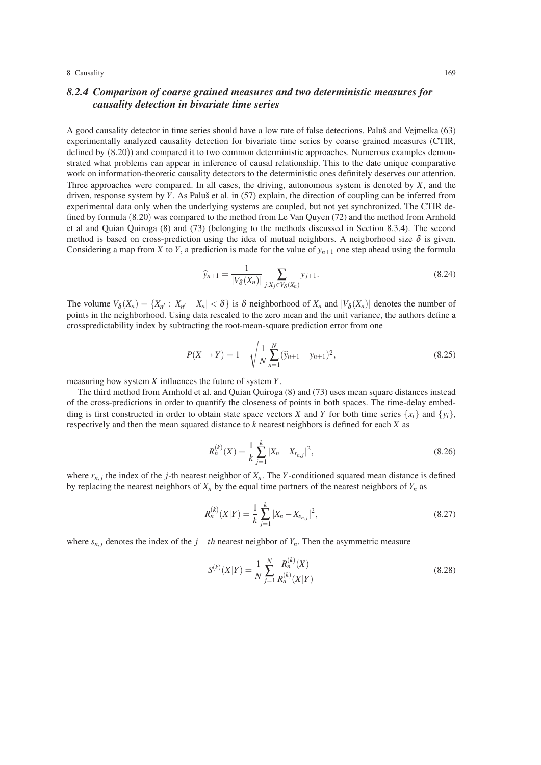### 8.2.4 *Comparison of coarse grained measures and two deterministic measures for causality detection in bivariate time series*

A good causality detector in time series should have a low rate of false detections. Paluš and Vejmelka (63) experimentally analyzed causality detection for bivariate time series by coarse grained measures (CTIR, defined by (8.20)) and compared it to two common deterministic approaches. Numerous examples demonstrated what problems can appear in inference of causal relationship. This to the date unique comparative work on information-theoretic causality detectors to the deterministic ones definitely deserves our attention. Three approaches were compared. In all cases, the driving, autonomous system is denoted by $X$, and the driven, response system by $Y$. As Paluš et al. in (57) explain, the direction of coupling can be inferred from experimental data only when the underlying systems are coupled, but not yet synchronized. The CTIR defined by formula (8.20) was compared to the method from Le Van Quyen (72) and the method from Arnhold et al and Quian Quiroga (8) and (73) (belonging to the methods discussed in Section 8.3.4). The second method is based on cross-prediction using the idea of mutual neighbors. A neigborhood size $\delta$ is given. Considering a map from $X$ to $Y$, a prediction is made for the value of $y_{n+1}$ one step ahead using the formula

$$\widehat{y}_{n+1} = \frac{1}{|V_\delta(X_n)|} \sum_{j: X_j \in V_\delta(X_n)} y_{j+1}. \tag{8.24}$$

The volume $V_\delta(X_n) = \{X_{n'} : |X_{n'} - X_n| < \delta\}$ is $\delta$ neighborhood of $X_n$ and $|V_\delta(X_n)|$ denotes the number of points in the neighborhood. Using data rescaled to the zero mean and the unit variance, the authors define a crosspredictability index by subtracting the root-mean-square prediction error from one

$$P(X \to Y) = 1 - \sqrt{\frac{1}{N} \sum_{n=1}^{N} (\widehat{y}_{n+1} - y_{n+1})^2}, \tag{8.25}$$

measuring how system $X$ influences the future of system $Y$.

The third method from Arnhold et al. and Quian Quiroga (8) and (73) uses mean square distances instead of the cross-predictions in order to quantify the closeness of points in both spaces. The time-delay embedding is first constructed in order to obtain state space vectors $X$ and $Y$ for both time series $\{x_i\}$ and $\{y_i\}$, respectively and then the mean squared distance to $k$ nearest neighbors is defined for each $X$ as

$$R_n^{(k)}(X) = \frac{1}{k} \sum_{j=1}^{k} |X_n - X_{r_{n,j}}|^2, \tag{8.26}$$

where $r_{n,j}$ the index of the $j$-th nearest neighbor of $X_n$. The $Y$-conditioned squared mean distance is defined by replacing the nearest neighbors of $X_n$ by the equal time partners of the nearest neighbors of $Y_n$ as

$$R_n^{(k)}(X|Y) = \frac{1}{k} \sum_{j=1}^{k} |X_n - X_{s_{n,j}}|^2, \tag{8.27}$$

where $s_{n,j}$ denotes the index of the $j-th$ nearest neighbor of $Y_n$. Then the asymmetric measure

$$S^{(k)}(X|Y) = \frac{1}{N} \sum_{j=1}^{N} \frac{R_n^{(k)}(X)}{R_n^{(k)}(X|Y)} \tag{8.28}$$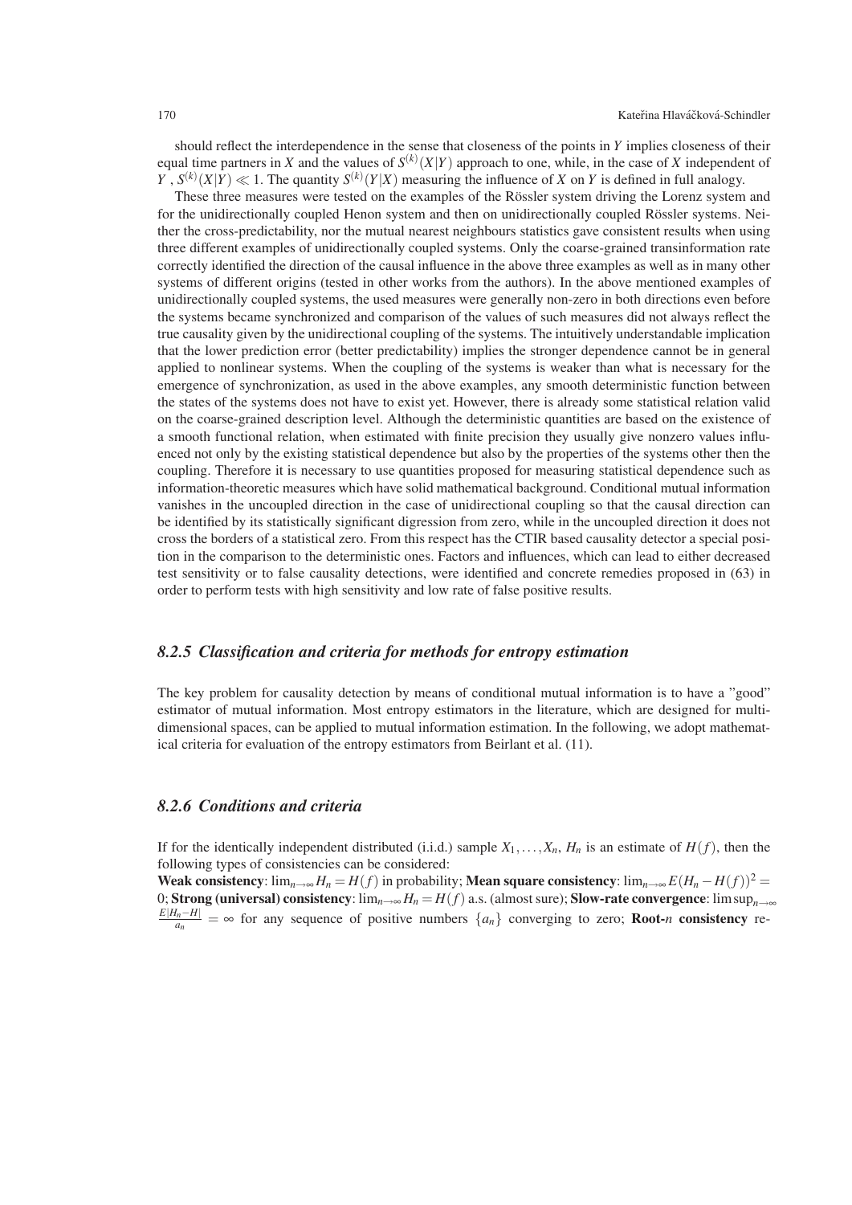should reflect the interdependence in the sense that closeness of the points in $Y$ implies closeness of their equal time partners in $X$ and the values of $S^{(k)}(X|Y)$ approach to one, while, in the case of $X$ independent of $Y$ , $S^{(k)}(X|Y) \ll 1$. The quantity $S^{(k)}(Y|X)$ measuring the influence of $X$ on $Y$ is defined in full analogy.

These three measures were tested on the examples of the Rössler system driving the Lorenz system and for the unidirectionally coupled Henon system and then on unidirectionally coupled Rössler systems. Neither the cross-predictability, nor the mutual nearest neighbours statistics gave consistent results when using three different examples of unidirectionally coupled systems. Only the coarse-grained transinformation rate correctly identified the direction of the causal influence in the above three examples as well as in many other systems of different origins (tested in other works from the authors). In the above mentioned examples of unidirectionally coupled systems, the used measures were generally non-zero in both directions even before the systems became synchronized and comparison of the values of such measures did not always reflect the true causality given by the unidirectional coupling of the systems. The intuitively understandable implication that the lower prediction error (better predictability) implies the stronger dependence cannot be in general applied to nonlinear systems. When the coupling of the systems is weaker than what is necessary for the emergence of synchronization, as used in the above examples, any smooth deterministic function between the states of the systems does not have to exist yet. However, there is already some statistical relation valid on the coarse-grained description level. Although the deterministic quantities are based on the existence of a smooth functional relation, when estimated with finite precision they usually give nonzero values influenced not only by the existing statistical dependence but also by the properties of the systems other then the coupling. Therefore it is necessary to use quantities proposed for measuring statistical dependence such as information-theoretic measures which have solid mathematical background. Conditional mutual information vanishes in the uncoupled direction in the case of unidirectional coupling so that the causal direction can be identified by its statistically significant digression from zero, while in the uncoupled direction it does not cross the borders of a statistical zero. From this respect has the CTIR based causality detector a special position in the comparison to the deterministic ones. Factors and influences, which can lead to either decreased test sensitivity or to false causality detections, were identified and concrete remedies proposed in (63) in order to perform tests with high sensitivity and low rate of false positive results.

### *8.2.5 Classification and criteria for methods for entropy estimation*

The key problem for causality detection by means of conditional mutual information is to have a "good" estimator of mutual information. Most entropy estimators in the literature, which are designed for multidimensional spaces, can be applied to mutual information estimation. In the following, we adopt mathematical criteria for evaluation of the entropy estimators from Beirlant et al. (11).

### *8.2.6 Conditions and criteria*

If for the identically independent distributed (i.i.d.) sample $X_1, \dots, X_n$, $H_n$ is an estimate of $H(f)$, then the following types of consistencies can be considered:
**Weak consistency**: $\lim_{n\to\infty} H_n = H(f)$ in probability; **Mean square consistency**: $\lim_{n\to\infty} E(H_n - H(f))^2 = 0$; **Strong (universal) consistency**: $\lim_{n\to\infty} H_n = H(f)$ a.s. (almost sure); **Slow-rate convergence**: $\limsup_{n\to\infty} \frac{E|H_n - H|}{a_n} = \infty$ for any sequence of positive numbers $\{a_n\}$ converging to zero; **Root-$n$ consistency** re-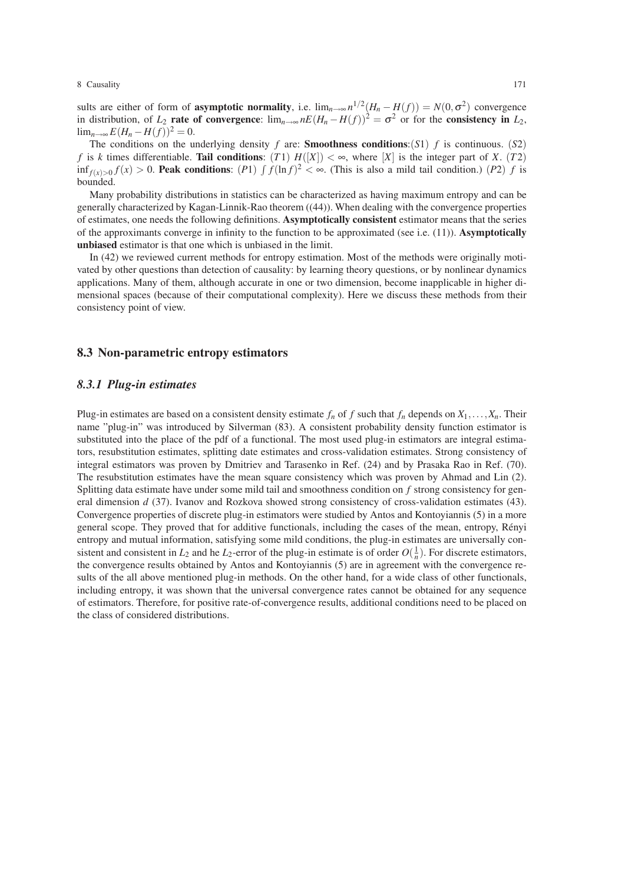sults are either of form of **asymptotic normality**, i.e. $\lim_{n\to\infty} n^{1/2}(H_n - H(f)) = N(0,\sigma^2)$ convergence in distribution, of $L_2$ **rate of convergence**: $\lim_{n\to\infty} nE(H_n - H(f))^2 = \sigma^2$ or for the **consistency in** $L_2$, $\lim_{n\to\infty} E(H_n - H(f))^2 = 0$.

The conditions on the underlying density $f$ are: **Smoothness conditions**:$(S1)$ $f$ is continuous. $(S2)$ $f$ is $k$ times differentiable. **Tail conditions**: $(T1)$ $H([X]) < \infty$, where $[X]$ is the integer part of $X$. $(T2)$ $\inf_{f(x)>0} f(x) > 0$. **Peak conditions**: $(P1)$ $\int f(\ln f)^2 < \infty$. (This is also a mild tail condition.) $(P2)$ $f$ is bounded.

Many probability distributions in statistics can be characterized as having maximum entropy and can be generally characterized by Kagan-Linnik-Rao theorem ((44)). When dealing with the convergence properties of estimates, one needs the following definitions. **Asymptotically consistent** estimator means that the series of the approximants converge in infinity to the function to be approximated (see i.e. (11)). **Asymptotically unbiased** estimator is that one which is unbiased in the limit.

In (42) we reviewed current methods for entropy estimation. Most of the methods were originally motivated by other questions than detection of causality: by learning theory questions, or by nonlinear dynamics applications. Many of them, although accurate in one or two dimension, become inapplicable in higher dimensional spaces (because of their computational complexity). Here we discuss these methods from their consistency point of view.

## 8.3 Non-parametric entropy estimators

### *8.3.1 Plug-in estimates*

Plug-in estimates are based on a consistent density estimate $f_n$ of $f$ such that $f_n$ depends on $X_1,\ldots,X_n$. Their name "plug-in" was introduced by Silverman (83). A consistent probability density function estimator is substituted into the place of the pdf of a functional. The most used plug-in estimators are integral estimators, resubstitution estimates, splitting date estimates and cross-validation estimates. Strong consistency of integral estimators was proven by Dmitriev and Tarasenko in Ref. (24) and by Prasaka Rao in Ref. (70). The resubstitution estimates have the mean square consistency which was proven by Ahmad and Lin (2). Splitting data estimate have under some mild tail and smoothness condition on $f$ strong consistency for general dimension $d$ (37). Ivanov and Rozkova showed strong consistency of cross-validation estimates (43). Convergence properties of discrete plug-in estimators were studied by Antos and Kontoyiannis (5) in a more general scope. They proved that for additive functionals, including the cases of the mean, entropy, Rényi entropy and mutual information, satisfying some mild conditions, the plug-in estimates are universally consistent and consistent in $L_2$ and he $L_2$-error of the plug-in estimate is of order $O(\frac{1}{n})$. For discrete estimators, the convergence results obtained by Antos and Kontoyiannis (5) are in agreement with the convergence results of the all above mentioned plug-in methods. On the other hand, for a wide class of other functionals, including entropy, it was shown that the universal convergence rates cannot be obtained for any sequence of estimators. Therefore, for positive rate-of-convergence results, additional conditions need to be placed on the class of considered distributions.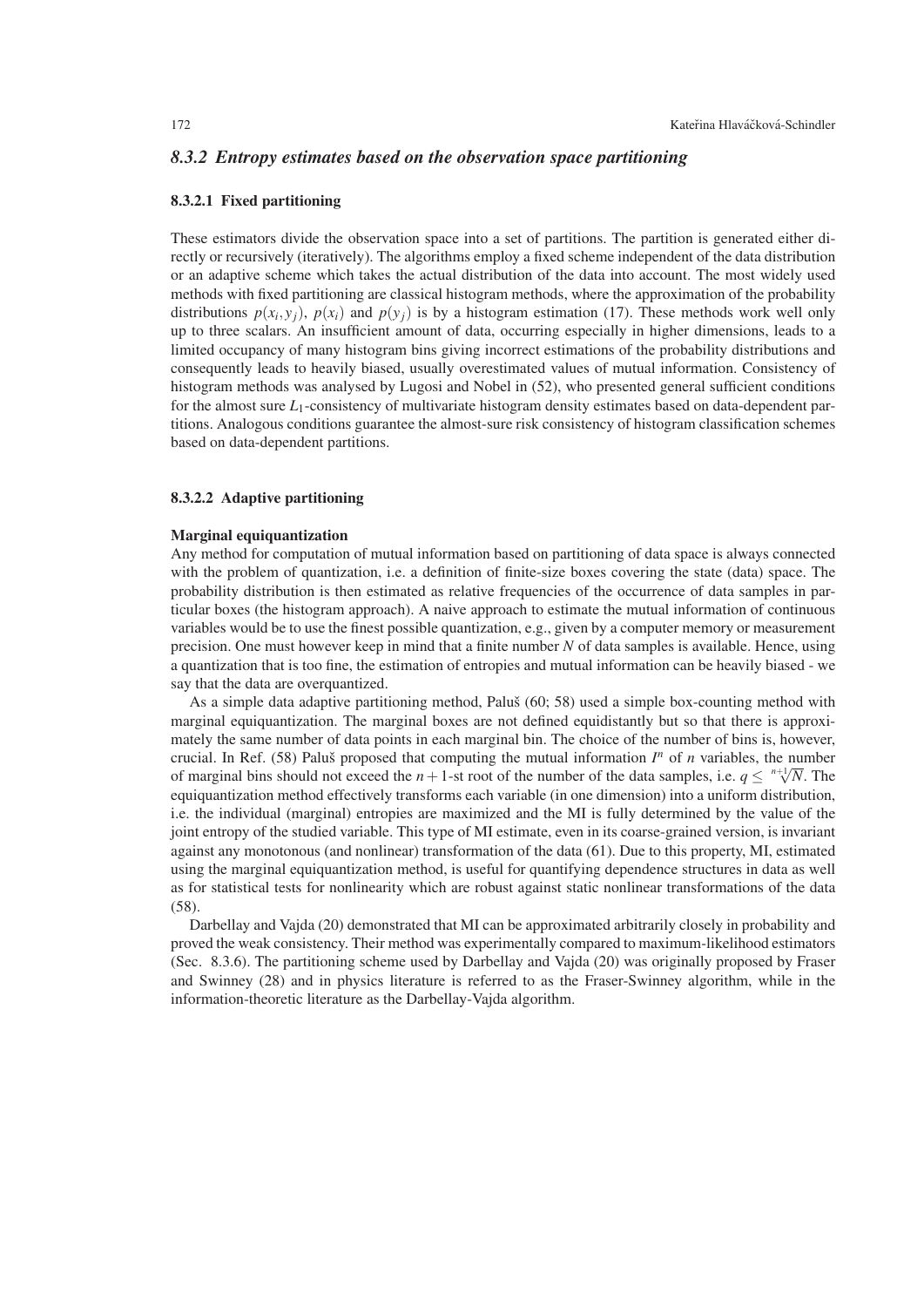### 8.3.2 *Entropy estimates based on the observation space partitioning*

#### 8.3.2.1 Fixed partitioning

These estimators divide the observation space into a set of partitions. The partition is generated either directly or recursively (iteratively). The algorithms employ a fixed scheme independent of the data distribution or an adaptive scheme which takes the actual distribution of the data into account. The most widely used methods with fixed partitioning are classical histogram methods, where the approximation of the probability distributions $p(x_i, y_j)$, $p(x_i)$ and $p(y_j)$ is by a histogram estimation (17). These methods work well only up to three scalars. An insufficient amount of data, occurring especially in higher dimensions, leads to a limited occupancy of many histogram bins giving incorrect estimations of the probability distributions and consequently leads to heavily biased, usually overestimated values of mutual information. Consistency of histogram methods was analysed by Lugosi and Nobel in (52), who presented general sufficient conditions for the almost sure $L_1$-consistency of multivariate histogram density estimates based on data-dependent partitions. Analogous conditions guarantee the almost-sure risk consistency of histogram classification schemes based on data-dependent partitions.

#### 8.3.2.2 Adaptive partitioning

**Marginal equiquantization**
Any method for computation of mutual information based on partitioning of data space is always connected with the problem of quantization, i.e. a definition of finite-size boxes covering the state (data) space. The probability distribution is then estimated as relative frequencies of the occurrence of data samples in particular boxes (the histogram approach). A naive approach to estimate the mutual information of continuous variables would be to use the finest possible quantization, e.g., given by a computer memory or measurement precision. One must however keep in mind that a finite number $N$ of data samples is available. Hence, using a quantization that is too fine, the estimation of entropies and mutual information can be heavily biased - we say that the data are overquantized.

As a simple data adaptive partitioning method, Paluš (60; 58) used a simple box-counting method with marginal equiquantization. The marginal boxes are not defined equidistantly but so that there is approximately the same number of data points in each marginal bin. The choice of the number of bins is, however, crucial. In Ref. (58) Paluš proposed that computing the mutual information $I^n$ of $n$ variables, the number of marginal bins should not exceed the $n+1$-st root of the number of the data samples, i.e. $q \leq \sqrt[n+1]{N}$. The equiquantization method effectively transforms each variable (in one dimension) into a uniform distribution, i.e. the individual (marginal) entropies are maximized and the MI is fully determined by the value of the joint entropy of the studied variable. This type of MI estimate, even in its coarse-grained version, is invariant against any monotonous (and nonlinear) transformation of the data (61). Due to this property, MI, estimated using the marginal equiquantization method, is useful for quantifying dependence structures in data as well as for statistical tests for nonlinearity which are robust against static nonlinear transformations of the data (58).

Darbellay and Vajda (20) demonstrated that MI can be approximated arbitrarily closely in probability and proved the weak consistency. Their method was experimentally compared to maximum-likelihood estimators (Sec. 8.3.6). The partitioning scheme used by Darbellay and Vajda (20) was originally proposed by Fraser and Swinney (28) and in physics literature is referred to as the Fraser-Swinney algorithm, while in the information-theoretic literature as the Darbellay-Vajda algorithm.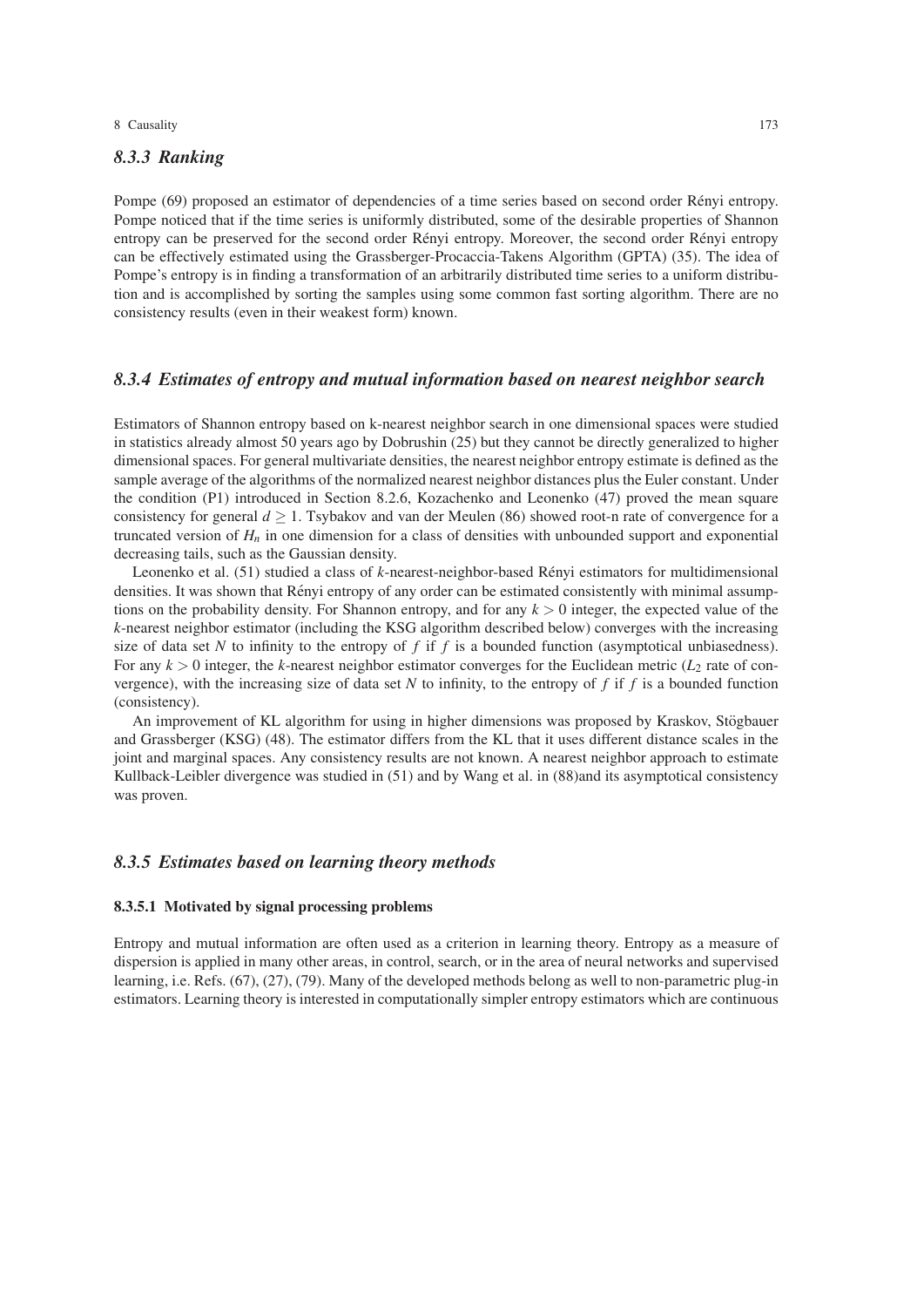### 8.3.3 Ranking

Pompe (69) proposed an estimator of dependencies of a time series based on second order Rényi entropy. Pompe noticed that if the time series is uniformly distributed, some of the desirable properties of Shannon entropy can be preserved for the second order Rényi entropy. Moreover, the second order Rényi entropy can be effectively estimated using the Grassberger-Procaccia-Takens Algorithm (GPTA) (35). The idea of Pompe's entropy is in finding a transformation of an arbitrarily distributed time series to a uniform distribution and is accomplished by sorting the samples using some common fast sorting algorithm. There are no consistency results (even in their weakest form) known.

### 8.3.4 Estimates of entropy and mutual information based on nearest neighbor search

Estimators of Shannon entropy based on k-nearest neighbor search in one dimensional spaces were studied in statistics already almost 50 years ago by Dobrushin (25) but they cannot be directly generalized to higher dimensional spaces. For general multivariate densities, the nearest neighbor entropy estimate is defined as the sample average of the algorithms of the normalized nearest neighbor distances plus the Euler constant. Under the condition (P1) introduced in Section 8.2.6, Kozachenko and Leonenko (47) proved the mean square consistency for general $d \geq 1$. Tsybakov and van der Meulen (86) showed root-n rate of convergence for a truncated version of $H_n$ in one dimension for a class of densities with unbounded support and exponential decreasing tails, such as the Gaussian density.

Leonenko et al. (51) studied a class of $k$-nearest-neighbor-based Rényi estimators for multidimensional densities. It was shown that Rényi entropy of any order can be estimated consistently with minimal assumptions on the probability density. For Shannon entropy, and for any $k > 0$ integer, the expected value of the $k$-nearest neighbor estimator (including the KSG algorithm described below) converges with the increasing size of data set $N$ to infinity to the entropy of $f$ if $f$ is a bounded function (asymptotical unbiasedness). For any $k > 0$ integer, the $k$-nearest neighbor estimator converges for the Euclidean metric ($L_2$ rate of convergence), with the increasing size of data set $N$ to infinity, to the entropy of $f$ if $f$ is a bounded function (consistency).

An improvement of KL algorithm for using in higher dimensions was proposed by Kraskov, Stögbauer and Grassberger (KSG) (48). The estimator differs from the KL that it uses different distance scales in the joint and marginal spaces. Any consistency results are not known. A nearest neighbor approach to estimate Kullback-Leibler divergence was studied in (51) and by Wang et al. in (88)and its asymptotical consistency was proven.

### 8.3.5 Estimates based on learning theory methods

#### 8.3.5.1 Motivated by signal processing problems

Entropy and mutual information are often used as a criterion in learning theory. Entropy as a measure of dispersion is applied in many other areas, in control, search, or in the area of neural networks and supervised learning, i.e. Refs. (67), (27), (79). Many of the developed methods belong as well to non-parametric plug-in estimators. Learning theory is interested in computationally simpler entropy estimators which are continuous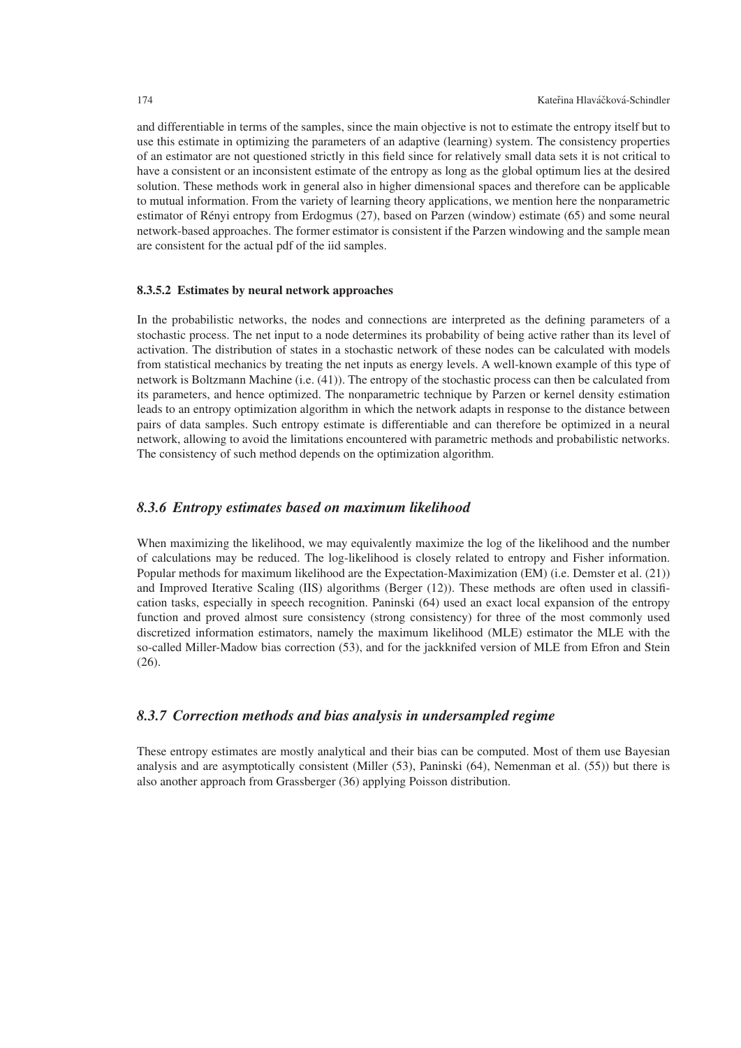and differentiable in terms of the samples, since the main objective is not to estimate the entropy itself but to use this estimate in optimizing the parameters of an adaptive (learning) system. The consistency properties of an estimator are not questioned strictly in this field since for relatively small data sets it is not critical to have a consistent or an inconsistent estimate of the entropy as long as the global optimum lies at the desired solution. These methods work in general also in higher dimensional spaces and therefore can be applicable to mutual information. From the variety of learning theory applications, we mention here the nonparametric estimator of Rényi entropy from Erdogmus (27), based on Parzen (window) estimate (65) and some neural network-based approaches. The former estimator is consistent if the Parzen windowing and the sample mean are consistent for the actual pdf of the iid samples.

#### 8.3.5.2 Estimates by neural network approaches

In the probabilistic networks, the nodes and connections are interpreted as the defining parameters of a stochastic process. The net input to a node determines its probability of being active rather than its level of activation. The distribution of states in a stochastic network of these nodes can be calculated with models from statistical mechanics by treating the net inputs as energy levels. A well-known example of this type of network is Boltzmann Machine (i.e. (41)). The entropy of the stochastic process can then be calculated from its parameters, and hence optimized. The nonparametric technique by Parzen or kernel density estimation leads to an entropy optimization algorithm in which the network adapts in response to the distance between pairs of data samples. Such entropy estimate is differentiable and can therefore be optimized in a neural network, allowing to avoid the limitations encountered with parametric methods and probabilistic networks. The consistency of such method depends on the optimization algorithm.

### *8.3.6 Entropy estimates based on maximum likelihood*

When maximizing the likelihood, we may equivalently maximize the log of the likelihood and the number of calculations may be reduced. The log-likelihood is closely related to entropy and Fisher information. Popular methods for maximum likelihood are the Expectation-Maximization (EM) (i.e. Demster et al. (21)) and Improved Iterative Scaling (IIS) algorithms (Berger (12)). These methods are often used in classification tasks, especially in speech recognition. Paninski (64) used an exact local expansion of the entropy function and proved almost sure consistency (strong consistency) for three of the most commonly used discretized information estimators, namely the maximum likelihood (MLE) estimator the MLE with the so-called Miller-Madow bias correction (53), and for the jackknifed version of MLE from Efron and Stein (26).

### *8.3.7 Correction methods and bias analysis in undersampled regime*

These entropy estimates are mostly analytical and their bias can be computed. Most of them use Bayesian analysis and are asymptotically consistent (Miller (53), Paninski (64), Nemenman et al. (55)) but there is also another approach from Grassberger (36) applying Poisson distribution.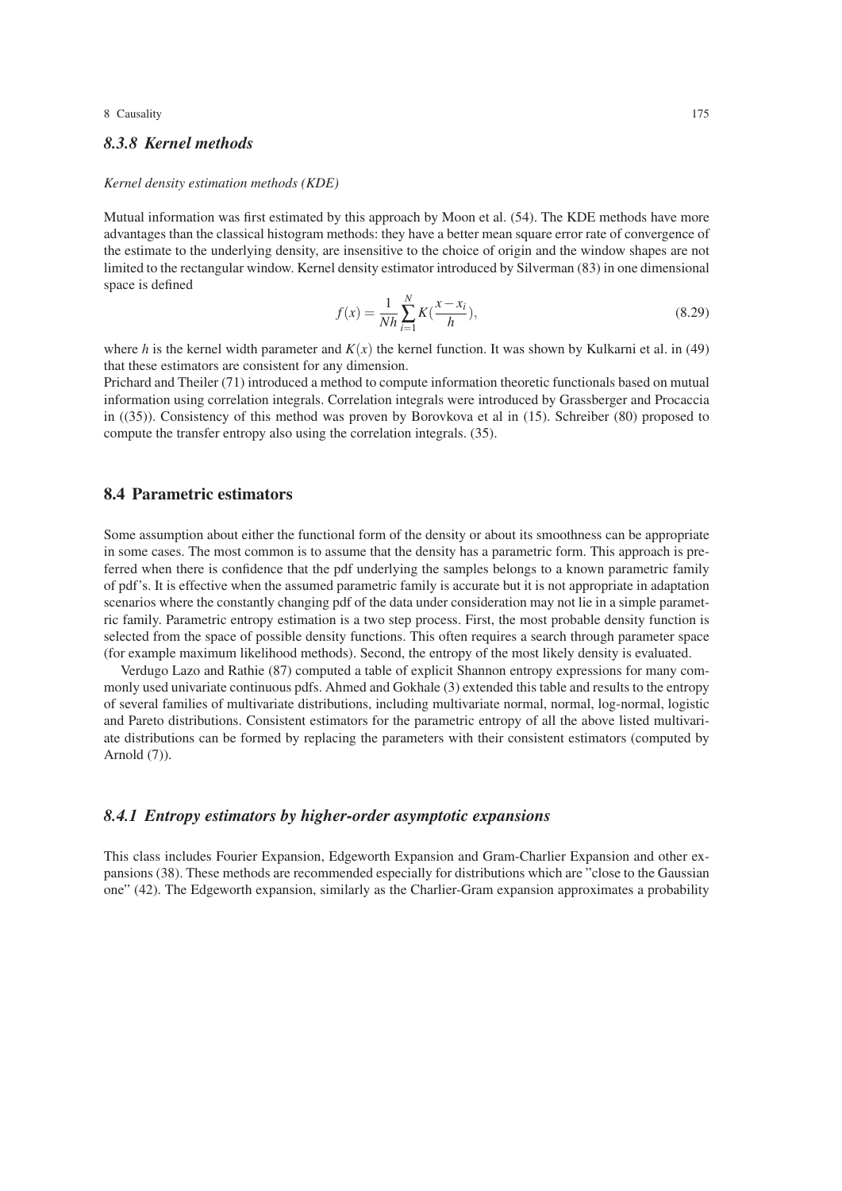### *8.3.8 Kernel methods*

*Kernel density estimation methods (KDE)*

Mutual information was first estimated by this approach by Moon et al. (54). The KDE methods have more advantages than the classical histogram methods: they have a better mean square error rate of convergence of the estimate to the underlying density, are insensitive to the choice of origin and the window shapes are not limited to the rectangular window. Kernel density estimator introduced by Silverman (83) in one dimensional space is defined

$$f(x) = \frac{1}{Nh}\sum_{i=1}^{N} K\left(\frac{x - x_i}{h}\right), \tag{8.29}$$

where $h$ is the kernel width parameter and $K(x)$ the kernel function. It was shown by Kulkarni et al. in (49) that these estimators are consistent for any dimension.

Prichard and Theiler (71) introduced a method to compute information theoretic functionals based on mutual information using correlation integrals. Correlation integrals were introduced by Grassberger and Procaccia in ((35)). Consistency of this method was proven by Borovkova et al in (15). Schreiber (80) proposed to compute the transfer entropy also using the correlation integrals. (35).

## 8.4 Parametric estimators

Some assumption about either the functional form of the density or about its smoothness can be appropriate in some cases. The most common is to assume that the density has a parametric form. This approach is preferred when there is confidence that the pdf underlying the samples belongs to a known parametric family of pdf's. It is effective when the assumed parametric family is accurate but it is not appropriate in adaptation scenarios where the constantly changing pdf of the data under consideration may not lie in a simple parametric family. Parametric entropy estimation is a two step process. First, the most probable density function is selected from the space of possible density functions. This often requires a search through parameter space (for example maximum likelihood methods). Second, the entropy of the most likely density is evaluated.

Verdugo Lazo and Rathie (87) computed a table of explicit Shannon entropy expressions for many commonly used univariate continuous pdfs. Ahmed and Gokhale (3) extended this table and results to the entropy of several families of multivariate distributions, including multivariate normal, normal, log-normal, logistic and Pareto distributions. Consistent estimators for the parametric entropy of all the above listed multivariate distributions can be formed by replacing the parameters with their consistent estimators (computed by Arnold (7)).

### *8.4.1 Entropy estimators by higher-order asymptotic expansions*

This class includes Fourier Expansion, Edgeworth Expansion and Gram-Charlier Expansion and other expansions (38). These methods are recommended especially for distributions which are "close to the Gaussian one" (42). The Edgeworth expansion, similarly as the Charlier-Gram expansion approximates a probability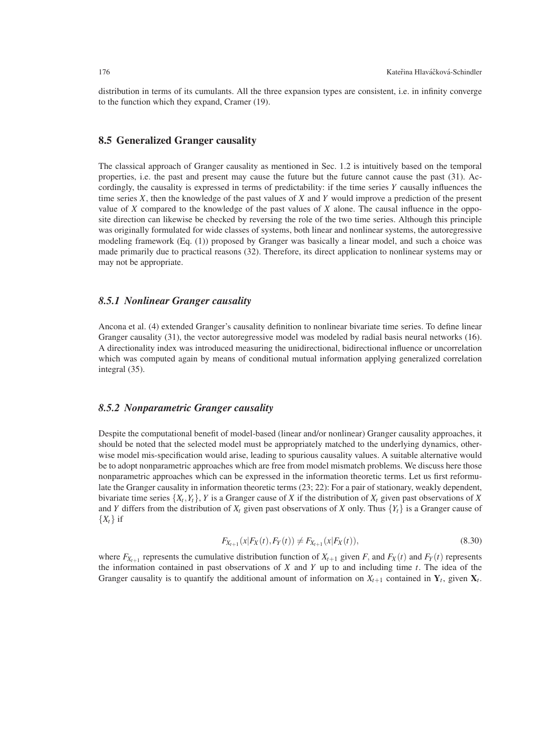distribution in terms of its cumulants. All the three expansion types are consistent, i.e. in infinity converge to the function which they expand, Cramer (19).

## 8.5 Generalized Granger causality

The classical approach of Granger causality as mentioned in Sec. 1.2 is intuitively based on the temporal properties, i.e. the past and present may cause the future but the future cannot cause the past (31). Accordingly, the causality is expressed in terms of predictability: if the time series $Y$ causally influences the time series $X$, then the knowledge of the past values of $X$ and $Y$ would improve a prediction of the present value of $X$ compared to the knowledge of the past values of $X$ alone. The causal influence in the opposite direction can likewise be checked by reversing the role of the two time series. Although this principle was originally formulated for wide classes of systems, both linear and nonlinear systems, the autoregressive modeling framework (Eq. (1)) proposed by Granger was basically a linear model, and such a choice was made primarily due to practical reasons (32). Therefore, its direct application to nonlinear systems may or may not be appropriate.

### *8.5.1 Nonlinear Granger causality*

Ancona et al. (4) extended Granger's causality definition to nonlinear bivariate time series. To define linear Granger causality (31), the vector autoregressive model was modeled by radial basis neural networks (16). A directionality index was introduced measuring the unidirectional, bidirectional influence or uncorrelation which was computed again by means of conditional mutual information applying generalized correlation integral (35).

### *8.5.2 Nonparametric Granger causality*

Despite the computational benefit of model-based (linear and/or nonlinear) Granger causality approaches, it should be noted that the selected model must be appropriately matched to the underlying dynamics, otherwise model mis-specification would arise, leading to spurious causality values. A suitable alternative would be to adopt nonparametric approaches which are free from model mismatch problems. We discuss here those nonparametric approaches which can be expressed in the information theoretic terms. Let us first reformulate the Granger causality in information theoretic terms (23; 22): For a pair of stationary, weakly dependent, bivariate time series $\{X_t, Y_t\}$, $Y$ is a Granger cause of $X$ if the distribution of $X_t$ given past observations of $X$ and $Y$ differs from the distribution of $X_t$ given past observations of $X$ only. Thus $\{Y_t\}$ is a Granger cause of $\{X_t\}$ if

$$F_{X_{t+1}}(x|F_X(t), F_Y(t)) \neq F_{X_{t+1}}(x|F_X(t)), \tag{8.30}$$

where $F_{X_{t+1}}$ represents the cumulative distribution function of $X_{t+1}$ given $F$, and $F_X(t)$ and $F_Y(t)$ represents the information contained in past observations of $X$ and $Y$ up to and including time $t$. The idea of the Granger causality is to quantify the additional amount of information on $X_{t+1}$ contained in $\mathbf{Y}_t$, given $\mathbf{X}_t$.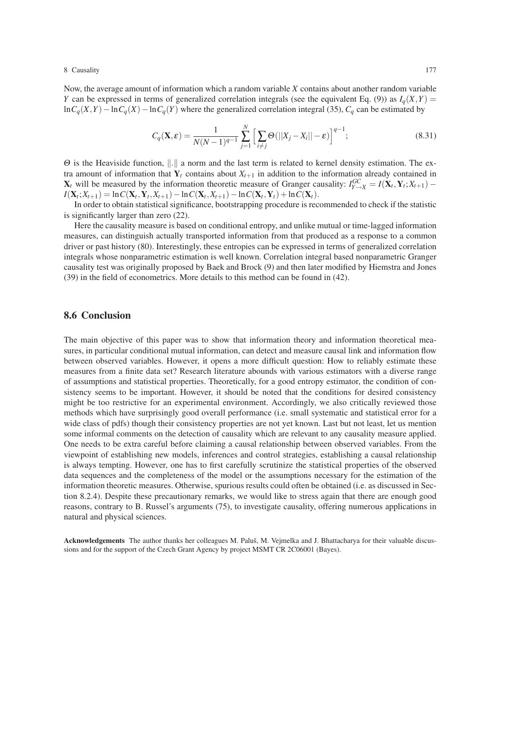Now, the average amount of information which a random variable $X$ contains about another random variable $Y$ can be expressed in terms of generalized correlation integrals (see the equivalent Eq. (9)) as $I_q(X,Y) = \ln C_q(X,Y) - \ln C_q(X) - \ln C_q(Y)$ where the generalized correlation integral (35), $C_q$ can be estimated by

$$C_q(\mathbf{X}, \varepsilon) = \frac{1}{N(N-1)^{q-1}} \sum_{j=1}^{N} \Big[ \sum_{i \neq j} \Theta(||X_j - X_i|| - \varepsilon) \Big]^{q-1}; \tag{8.31}$$

$\Theta$ is the Heaviside function, $\|.\|$ a norm and the last term is related to kernel density estimation. The extra amount of information that $\mathbf{Y}_t$ contains about $X_{t+1}$ in addition to the information already contained in $\mathbf{X}_t$ will be measured by the information theoretic measure of Granger causality: $I^{GC}_{Y \to X} = I(\mathbf{X}_t, \mathbf{Y}_t; X_{t+1}) - I(\mathbf{X}_t; X_{t+1}) = \ln C(\mathbf{X}_t, \mathbf{Y}_t, X_{t+1}) - \ln C(\mathbf{X}_t, X_{t+1}) - \ln C(\mathbf{X}_t, \mathbf{Y}_t) + \ln C(\mathbf{X}_t)$.

In order to obtain statistical significance, bootstrapping procedure is recommended to check if the statistic is significantly larger than zero (22).

Here the causality measure is based on conditional entropy, and unlike mutual or time-lagged information measures, can distinguish actually transported information from that produced as a response to a common driver or past history (80). Interestingly, these entropies can be expressed in terms of generalized correlation integrals whose nonparametric estimation is well known. Correlation integral based nonparametric Granger causality test was originally proposed by Baek and Brock (9) and then later modified by Hiemstra and Jones (39) in the field of econometrics. More details to this method can be found in (42).

## 8.6 Conclusion

The main objective of this paper was to show that information theory and information theoretical measures, in particular conditional mutual information, can detect and measure causal link and information flow between observed variables. However, it opens a more difficult question: How to reliably estimate these measures from a finite data set? Research literature abounds with various estimators with a diverse range of assumptions and statistical properties. Theoretically, for a good entropy estimator, the condition of consistency seems to be important. However, it should be noted that the conditions for desired consistency might be too restrictive for an experimental environment. Accordingly, we also critically reviewed those methods which have surprisingly good overall performance (i.e. small systematic and statistical error for a wide class of pdfs) though their consistency properties are not yet known. Last but not least, let us mention some informal comments on the detection of causality which are relevant to any causality measure applied. One needs to be extra careful before claiming a causal relationship between observed variables. From the viewpoint of establishing new models, inferences and control strategies, establishing a causal relationship is always tempting. However, one has to first carefully scrutinize the statistical properties of the observed data sequences and the completeness of the model or the assumptions necessary for the estimation of the information theoretic measures. Otherwise, spurious results could often be obtained (i.e. as discussed in Section 8.2.4). Despite these precautionary remarks, we would like to stress again that there are enough good reasons, contrary to B. Russel's arguments (75), to investigate causality, offering numerous applications in natural and physical sciences.

**Acknowledgements** The author thanks her colleagues M. Paluš, M. Vejmelka and J. Bhattacharya for their valuable discussions and for the support of the Czech Grant Agency by project MSMT CR 2C06001 (Bayes).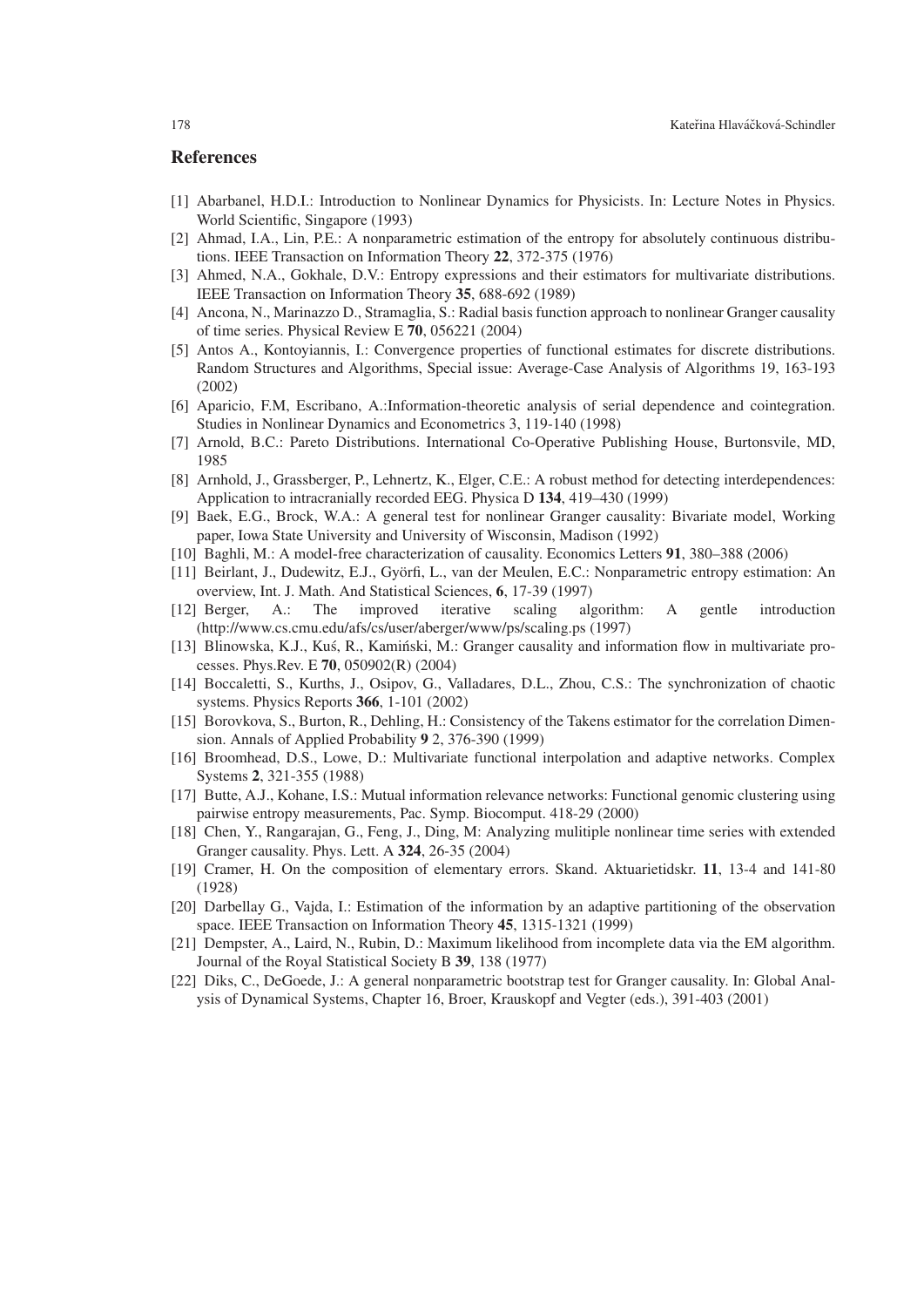## References

[1] Abarbanel, H.D.I.: Introduction to Nonlinear Dynamics for Physicists. In: Lecture Notes in Physics. World Scientific, Singapore (1993)

[2] Ahmad, I.A., Lin, P.E.: A nonparametric estimation of the entropy for absolutely continuous distributions. IEEE Transaction on Information Theory **22**, 372-375 (1976)

[3] Ahmed, N.A., Gokhale, D.V.: Entropy expressions and their estimators for multivariate distributions. IEEE Transaction on Information Theory **35**, 688-692 (1989)

[4] Ancona, N., Marinazzo D., Stramaglia, S.: Radial basis function approach to nonlinear Granger causality of time series. Physical Review E **70**, 056221 (2004)

[5] Antos A., Kontoyiannis, I.: Convergence properties of functional estimates for discrete distributions. Random Structures and Algorithms, Special issue: Average-Case Analysis of Algorithms 19, 163-193 (2002)

[6] Aparicio, F.M, Escribano, A.:Information-theoretic analysis of serial dependence and cointegration. Studies in Nonlinear Dynamics and Econometrics 3, 119-140 (1998)

[7] Arnold, B.C.: Pareto Distributions. International Co-Operative Publishing House, Burtonsvile, MD, 1985

[8] Arnhold, J., Grassberger, P., Lehnertz, K., Elger, C.E.: A robust method for detecting interdependences: Application to intracranially recorded EEG. Physica D **134**, 419–430 (1999)

[9] Baek, E.G., Brock, W.A.: A general test for nonlinear Granger causality: Bivariate model, Working paper, Iowa State University and University of Wisconsin, Madison (1992)

[10] Baghli, M.: A model-free characterization of causality. Economics Letters **91**, 380–388 (2006)

[11] Beirlant, J., Dudewitz, E.J., Györfi, L., van der Meulen, E.C.: Nonparametric entropy estimation: An overview, Int. J. Math. And Statistical Sciences, **6**, 17-39 (1997)

[12] Berger, A.: The improved iterative scaling algorithm: A gentle introduction (http://www.cs.cmu.edu/afs/cs/user/aberger/www/ps/scaling.ps (1997)

[13] Blinowska, K.J., Kuś, R., Kamiński, M.: Granger causality and information flow in multivariate processes. Phys.Rev. E **70**, 050902(R) (2004)

[14] Boccaletti, S., Kurths, J., Osipov, G., Valladares, D.L., Zhou, C.S.: The synchronization of chaotic systems. Physics Reports **366**, 1-101 (2002)

[15] Borovkova, S., Burton, R., Dehling, H.: Consistency of the Takens estimator for the correlation Dimension. Annals of Applied Probability **9** 2, 376-390 (1999)

[16] Broomhead, D.S., Lowe, D.: Multivariate functional interpolation and adaptive networks. Complex Systems **2**, 321-355 (1988)

[17] Butte, A.J., Kohane, I.S.: Mutual information relevance networks: Functional genomic clustering using pairwise entropy measurements, Pac. Symp. Biocomput. 418-29 (2000)

[18] Chen, Y., Rangarajan, G., Feng, J., Ding, M: Analyzing mulitiple nonlinear time series with extended Granger causality. Phys. Lett. A **324**, 26-35 (2004)

[19] Cramer, H. On the composition of elementary errors. Skand. Aktuarietidskr. **11**, 13-4 and 141-80 (1928)

[20] Darbellay G., Vajda, I.: Estimation of the information by an adaptive partitioning of the observation space. IEEE Transaction on Information Theory **45**, 1315-1321 (1999)

[21] Dempster, A., Laird, N., Rubin, D.: Maximum likelihood from incomplete data via the EM algorithm. Journal of the Royal Statistical Society B **39**, 138 (1977)

[22] Diks, C., DeGoede, J.: A general nonparametric bootstrap test for Granger causality. In: Global Analysis of Dynamical Systems, Chapter 16, Broer, Krauskopf and Vegter (eds.), 391-403 (2001)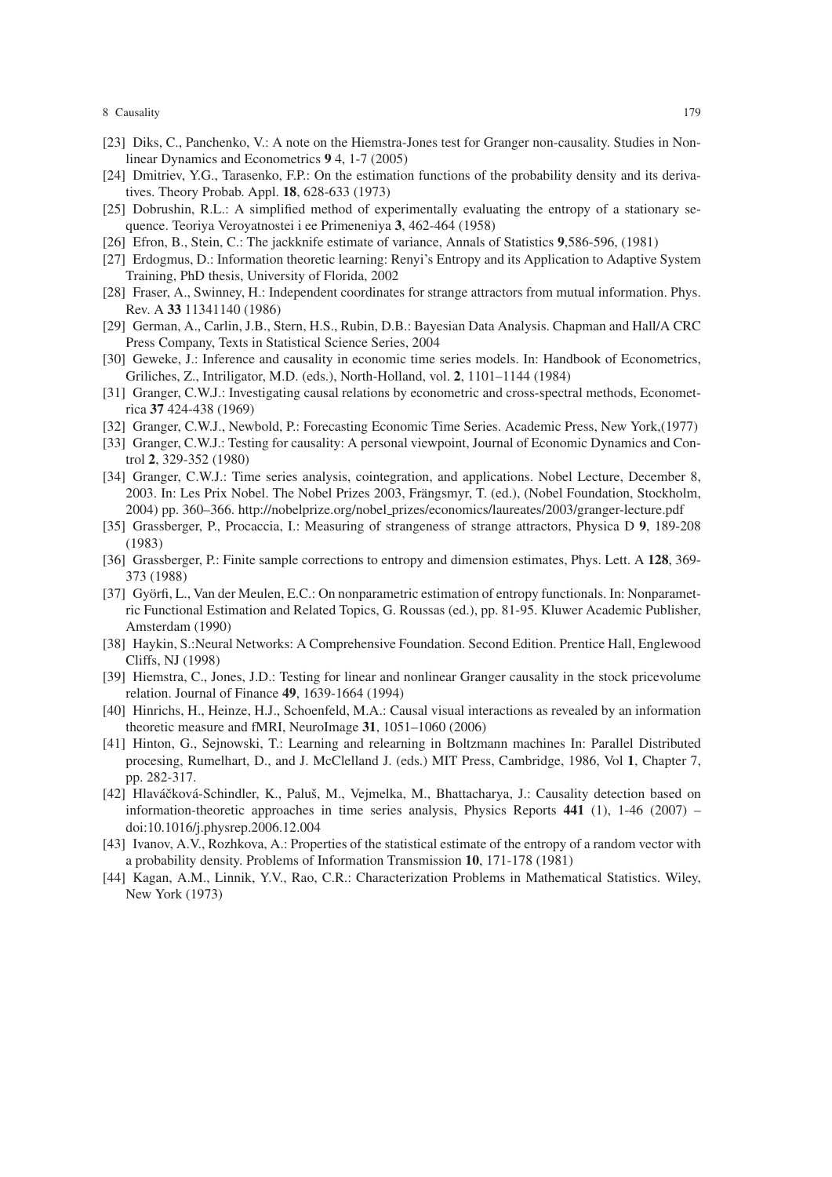[23] Diks, C., Panchenko, V.: A note on the Hiemstra-Jones test for Granger non-causality. Studies in Nonlinear Dynamics and Econometrics **9** 4, 1-7 (2005)

[24] Dmitriev, Y.G., Tarasenko, F.P.: On the estimation functions of the probability density and its derivatives. Theory Probab. Appl. **18**, 628-633 (1973)

[25] Dobrushin, R.L.: A simplified method of experimentally evaluating the entropy of a stationary sequence. Teoriya Veroyatnostei i ee Primeneniya **3**, 462-464 (1958)

[26] Efron, B., Stein, C.: The jackknife estimate of variance, Annals of Statistics **9**,586-596, (1981)

[27] Erdogmus, D.: Information theoretic learning: Renyi's Entropy and its Application to Adaptive System Training, PhD thesis, University of Florida, 2002

[28] Fraser, A., Swinney, H.: Independent coordinates for strange attractors from mutual information. Phys. Rev. A **33** 11341140 (1986)

[29] German, A., Carlin, J.B., Stern, H.S., Rubin, D.B.: Bayesian Data Analysis. Chapman and Hall/A CRC Press Company, Texts in Statistical Science Series, 2004

[30] Geweke, J.: Inference and causality in economic time series models. In: Handbook of Econometrics, Griliches, Z., Intriligator, M.D. (eds.), North-Holland, vol. **2**, 1101–1144 (1984)

[31] Granger, C.W.J.: Investigating causal relations by econometric and cross-spectral methods, Econometrica **37** 424-438 (1969)

[32] Granger, C.W.J., Newbold, P.: Forecasting Economic Time Series. Academic Press, New York,(1977)

[33] Granger, C.W.J.: Testing for causality: A personal viewpoint, Journal of Economic Dynamics and Control **2**, 329-352 (1980)

[34] Granger, C.W.J.: Time series analysis, cointegration, and applications. Nobel Lecture, December 8, 2003. In: Les Prix Nobel. The Nobel Prizes 2003, Frängsmyr, T. (ed.), (Nobel Foundation, Stockholm, 2004) pp. 360–366. http://nobelprize.org/nobel_prizes/economics/laureates/2003/granger-lecture.pdf

[35] Grassberger, P., Procaccia, I.: Measuring of strangeness of strange attractors, Physica D **9**, 189-208 (1983)

[36] Grassberger, P.: Finite sample corrections to entropy and dimension estimates, Phys. Lett. A **128**, 369-373 (1988)

[37] Györfi, L., Van der Meulen, E.C.: On nonparametric estimation of entropy functionals. In: Nonparametric Functional Estimation and Related Topics, G. Roussas (ed.), pp. 81-95. Kluwer Academic Publisher, Amsterdam (1990)

[38] Haykin, S.:Neural Networks: A Comprehensive Foundation. Second Edition. Prentice Hall, Englewood Cliffs, NJ (1998)

[39] Hiemstra, C., Jones, J.D.: Testing for linear and nonlinear Granger causality in the stock pricevolume relation. Journal of Finance **49**, 1639-1664 (1994)

[40] Hinrichs, H., Heinze, H.J., Schoenfeld, M.A.: Causal visual interactions as revealed by an information theoretic measure and fMRI, NeuroImage **31**, 1051–1060 (2006)

[41] Hinton, G., Sejnowski, T.: Learning and relearning in Boltzmann machines In: Parallel Distributed procesing, Rumelhart, D., and J. McClelland J. (eds.) MIT Press, Cambridge, 1986, Vol **1**, Chapter 7, pp. 282-317.

[42] Hlaváčková-Schindler, K., Paluš, M., Vejmelka, M., Bhattacharya, J.: Causality detection based on information-theoretic approaches in time series analysis, Physics Reports **441** (1), 1-46 (2007) – doi:10.1016/j.physrep.2006.12.004

[43] Ivanov, A.V., Rozhkova, A.: Properties of the statistical estimate of the entropy of a random vector with a probability density. Problems of Information Transmission **10**, 171-178 (1981)

[44] Kagan, A.M., Linnik, Y.V., Rao, C.R.: Characterization Problems in Mathematical Statistics. Wiley, New York (1973)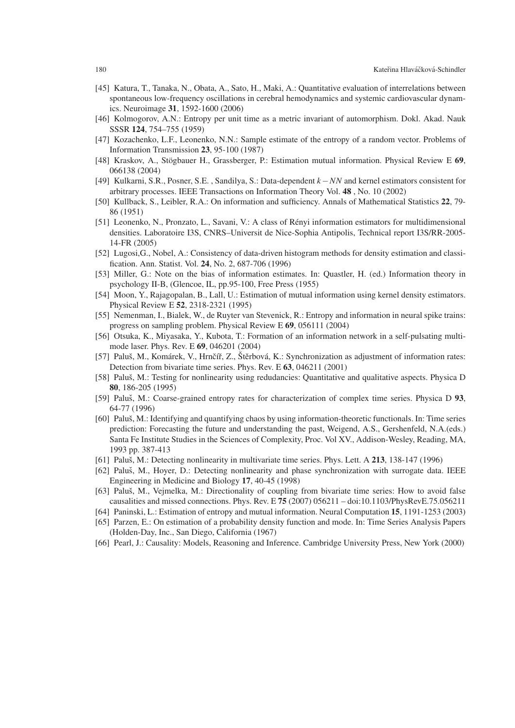[45] Katura, T., Tanaka, N., Obata, A., Sato, H., Maki, A.: Quantitative evaluation of interrelations between spontaneous low-frequency oscillations in cerebral hemodynamics and systemic cardiovascular dynamics. Neuroimage **31**, 1592-1600 (2006)

[46] Kolmogorov, A.N.: Entropy per unit time as a metric invariant of automorphism. Dokl. Akad. Nauk SSSR **124**, 754–755 (1959)

[47] Kozachenko, L.F., Leonenko, N.N.: Sample estimate of the entropy of a random vector. Problems of Information Transmission **23**, 95-100 (1987)

[48] Kraskov, A., Stögbauer H., Grassberger, P.: Estimation mutual information. Physical Review E **69**, 066138 (2004)

[49] Kulkarni, S.R., Posner, S.E. , Sandilya, S.: Data-dependent $k-NN$ and kernel estimators consistent for arbitrary processes. IEEE Transactions on Information Theory Vol. **48** , No. 10 (2002)

[50] Kullback, S., Leibler, R.A.: On information and sufficiency. Annals of Mathematical Statistics **22**, 79-86 (1951)

[51] Leonenko, N., Pronzato, L., Savani, V.: A class of Rényi information estimators for multidimensional densities. Laboratoire I3S, CNRS–Universit de Nice-Sophia Antipolis, Technical report I3S/RR-2005-14-FR (2005)

[52] Lugosi,G., Nobel, A.: Consistency of data-driven histogram methods for density estimation and classification. Ann. Statist. Vol. **24**, No. 2, 687-706 (1996)

[53] Miller, G.: Note on the bias of information estimates. In: Quastler, H. (ed.) Information theory in psychology II-B, (Glencoe, IL, pp.95-100, Free Press (1955)

[54] Moon, Y., Rajagopalan, B., Lall, U.: Estimation of mutual information using kernel density estimators. Physical Review E **52**, 2318-2321 (1995)

[55] Nemenman, I., Bialek, W., de Ruyter van Stevenick, R.: Entropy and information in neural spike trains: progress on sampling problem. Physical Review E **69**, 056111 (2004)

[56] Otsuka, K., Miyasaka, Y., Kubota, T.: Formation of an information network in a self-pulsating multimode laser. Phys. Rev. E **69**, 046201 (2004)

[57] Paluš, M., Komárek, V., Hrnčíř, Z., Štěrbová, K.: Synchronization as adjustment of information rates: Detection from bivariate time series. Phys. Rev. E **63**, 046211 (2001)

[58] Paluš, M.: Testing for nonlinearity using redudancies: Quantitative and qualitative aspects. Physica D **80**, 186-205 (1995)

[59] Paluš, M.: Coarse-grained entropy rates for characterization of complex time series. Physica D **93**, 64-77 (1996)

[60] Paluš, M.: Identifying and quantifying chaos by using information-theoretic functionals. In: Time series prediction: Forecasting the future and understanding the past, Weigend, A.S., Gershenfeld, N.A.(eds.) Santa Fe Institute Studies in the Sciences of Complexity, Proc. Vol XV., Addison-Wesley, Reading, MA, 1993 pp. 387-413

[61] Paluš, M.: Detecting nonlinearity in multivariate time series. Phys. Lett. A **213**, 138-147 (1996)

[62] Paluš, M., Hoyer, D.: Detecting nonlinearity and phase synchronization with surrogate data. IEEE Engineering in Medicine and Biology **17**, 40-45 (1998)

[63] Paluš, M., Vejmelka, M.: Directionality of coupling from bivariate time series: How to avoid false causalities and missed connections. Phys. Rev. E **75** (2007) 056211 – doi:10.1103/PhysRevE.75.056211

[64] Paninski, L.: Estimation of entropy and mutual information. Neural Computation **15**, 1191-1253 (2003)

[65] Parzen, E.: On estimation of a probability density function and mode. In: Time Series Analysis Papers (Holden-Day, Inc., San Diego, California (1967)

[66] Pearl, J.: Causality: Models, Reasoning and Inference. Cambridge University Press, New York (2000)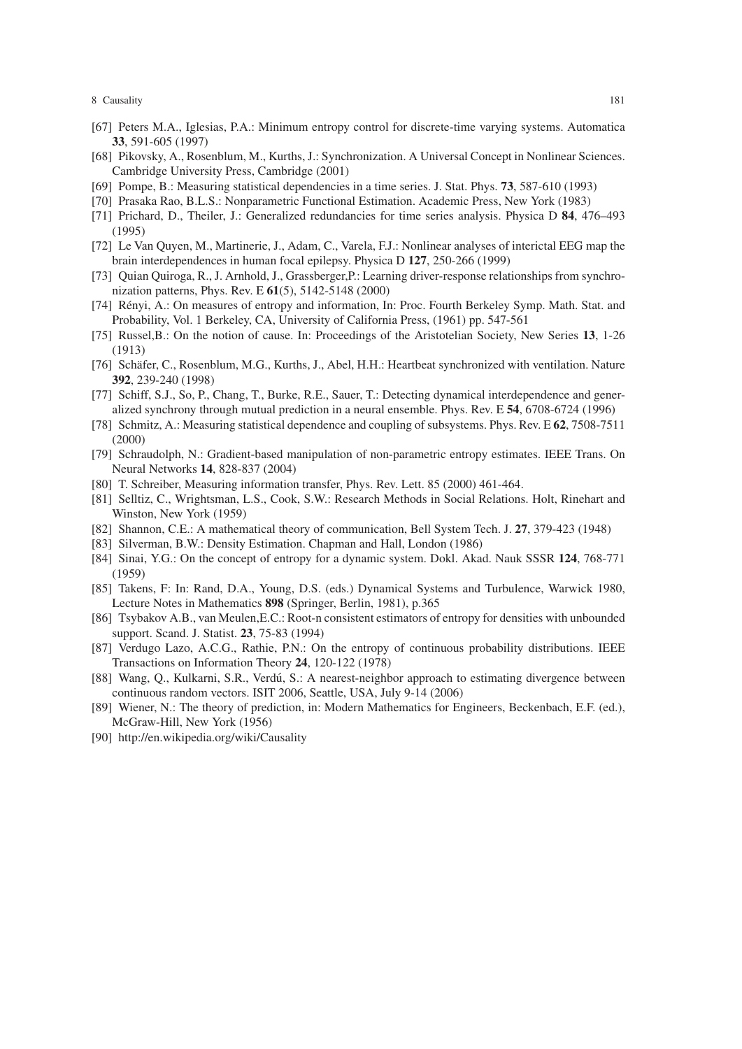[67] Peters M.A., Iglesias, P.A.: Minimum entropy control for discrete-time varying systems. Automatica **33**, 591-605 (1997)

[68] Pikovsky, A., Rosenblum, M., Kurths, J.: Synchronization. A Universal Concept in Nonlinear Sciences. Cambridge University Press, Cambridge (2001)

[69] Pompe, B.: Measuring statistical dependencies in a time series. J. Stat. Phys. **73**, 587-610 (1993)

[70] Prasaka Rao, B.L.S.: Nonparametric Functional Estimation. Academic Press, New York (1983)

[71] Prichard, D., Theiler, J.: Generalized redundancies for time series analysis. Physica D **84**, 476–493 (1995)

[72] Le Van Quyen, M., Martinerie, J., Adam, C., Varela, F.J.: Nonlinear analyses of interictal EEG map the brain interdependences in human focal epilepsy. Physica D **127**, 250-266 (1999)

[73] Quian Quiroga, R., J. Arnhold, J., Grassberger,P.: Learning driver-response relationships from synchronization patterns, Phys. Rev. E **61**(5), 5142-5148 (2000)

[74] Rényi, A.: On measures of entropy and information, In: Proc. Fourth Berkeley Symp. Math. Stat. and Probability, Vol. 1 Berkeley, CA, University of California Press, (1961) pp. 547-561

[75] Russel,B.: On the notion of cause. In: Proceedings of the Aristotelian Society, New Series **13**, 1-26 (1913)

[76] Schäfer, C., Rosenblum, M.G., Kurths, J., Abel, H.H.: Heartbeat synchronized with ventilation. Nature **392**, 239-240 (1998)

[77] Schiff, S.J., So, P., Chang, T., Burke, R.E., Sauer, T.: Detecting dynamical interdependence and generalized synchrony through mutual prediction in a neural ensemble. Phys. Rev. E **54**, 6708-6724 (1996)

[78] Schmitz, A.: Measuring statistical dependence and coupling of subsystems. Phys. Rev. E **62**, 7508-7511 (2000)

[79] Schraudolph, N.: Gradient-based manipulation of non-parametric entropy estimates. IEEE Trans. On Neural Networks **14**, 828-837 (2004)

[80] T. Schreiber, Measuring information transfer, Phys. Rev. Lett. 85 (2000) 461-464.

[81] Selltiz, C., Wrightsman, L.S., Cook, S.W.: Research Methods in Social Relations. Holt, Rinehart and Winston, New York (1959)

[82] Shannon, C.E.: A mathematical theory of communication, Bell System Tech. J. **27**, 379-423 (1948)

[83] Silverman, B.W.: Density Estimation. Chapman and Hall, London (1986)

[84] Sinai, Y.G.: On the concept of entropy for a dynamic system. Dokl. Akad. Nauk SSSR **124**, 768-771 (1959)

[85] Takens, F: In: Rand, D.A., Young, D.S. (eds.) Dynamical Systems and Turbulence, Warwick 1980, Lecture Notes in Mathematics **898** (Springer, Berlin, 1981), p.365

[86] Tsybakov A.B., van Meulen,E.C.: Root-n consistent estimators of entropy for densities with unbounded support. Scand. J. Statist. **23**, 75-83 (1994)

[87] Verdugo Lazo, A.C.G., Rathie, P.N.: On the entropy of continuous probability distributions. IEEE Transactions on Information Theory **24**, 120-122 (1978)

[88] Wang, Q., Kulkarni, S.R., Verdú, S.: A nearest-neighbor approach to estimating divergence between continuous random vectors. ISIT 2006, Seattle, USA, July 9-14 (2006)

[89] Wiener, N.: The theory of prediction, in: Modern Mathematics for Engineers, Beckenbach, E.F. (ed.), McGraw-Hill, New York (1956)

[90] http://en.wikipedia.org/wiki/Causality